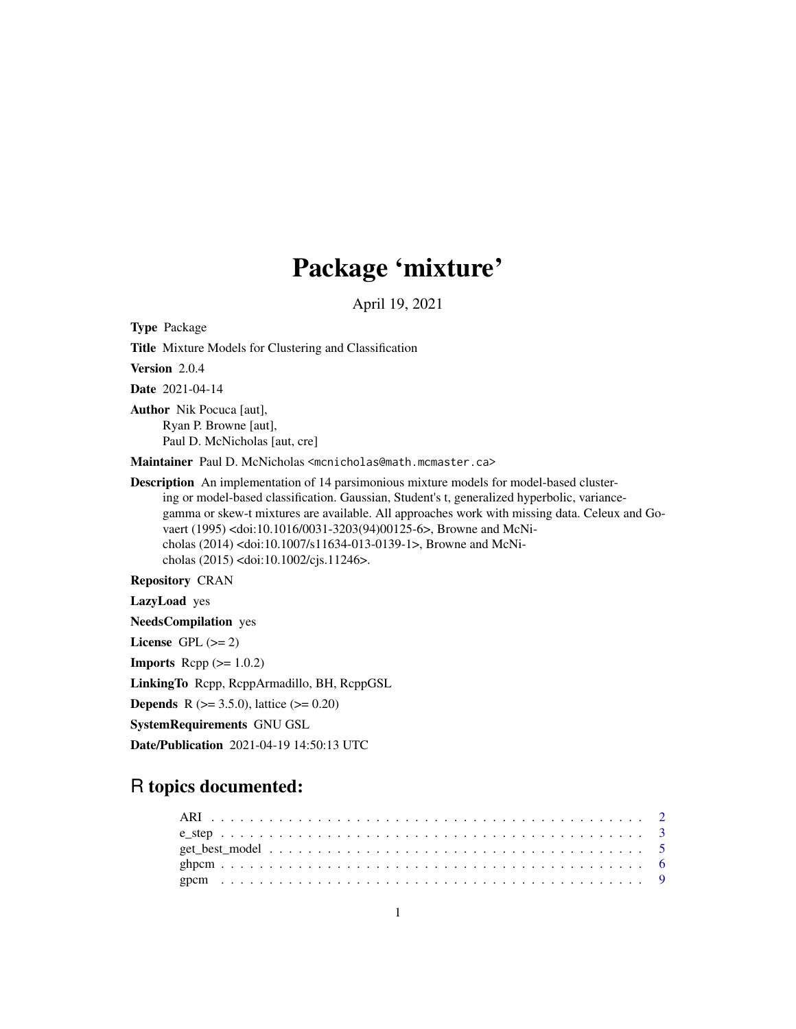# Package 'mixture'

April 19, 2021

**Type** Package

**Title** Mixture Models for Clustering and Classification

**Version** 2.0.4

**Date** 2021-04-14

**Author** Nik Pocuca [aut],
Ryan P. Browne [aut],
Paul D. McNicholas [aut, cre]

**Maintainer** Paul D. McNicholas <mcnicholas@math.mcmaster.ca>

**Description** An implementation of 14 parsimonious mixture models for model-based clustering or model-based classification. Gaussian, Student's t, generalized hyperbolic, variance-gamma or skew-t mixtures are available. All approaches work with missing data. Celeux and Govaert (1995) <doi:10.1016/0031-3203(94)00125-6>, Browne and McNicholas (2014) <doi:10.1007/s11634-013-0139-1>, Browne and McNicholas (2015) <doi:10.1002/cjs.11246>.

**Repository** CRAN

**LazyLoad** yes

**NeedsCompilation** yes

**License** GPL (>= 2)

**Imports** Rcpp (>= 1.0.2)

**LinkingTo** Rcpp, RcppArmadillo, BH, RcppGSL

**Depends** R (>= 3.5.0), lattice (>= 0.20)

**SystemRequirements** GNU GSL

**Date/Publication** 2021-04-19 14:50:13 UTC

## R topics documented:

| | |
|---|---|
| ARI | 2 |
| e_step | 3 |
| get_best_model | 5 |
| ghpcm | 6 |
| gpcm | 9 |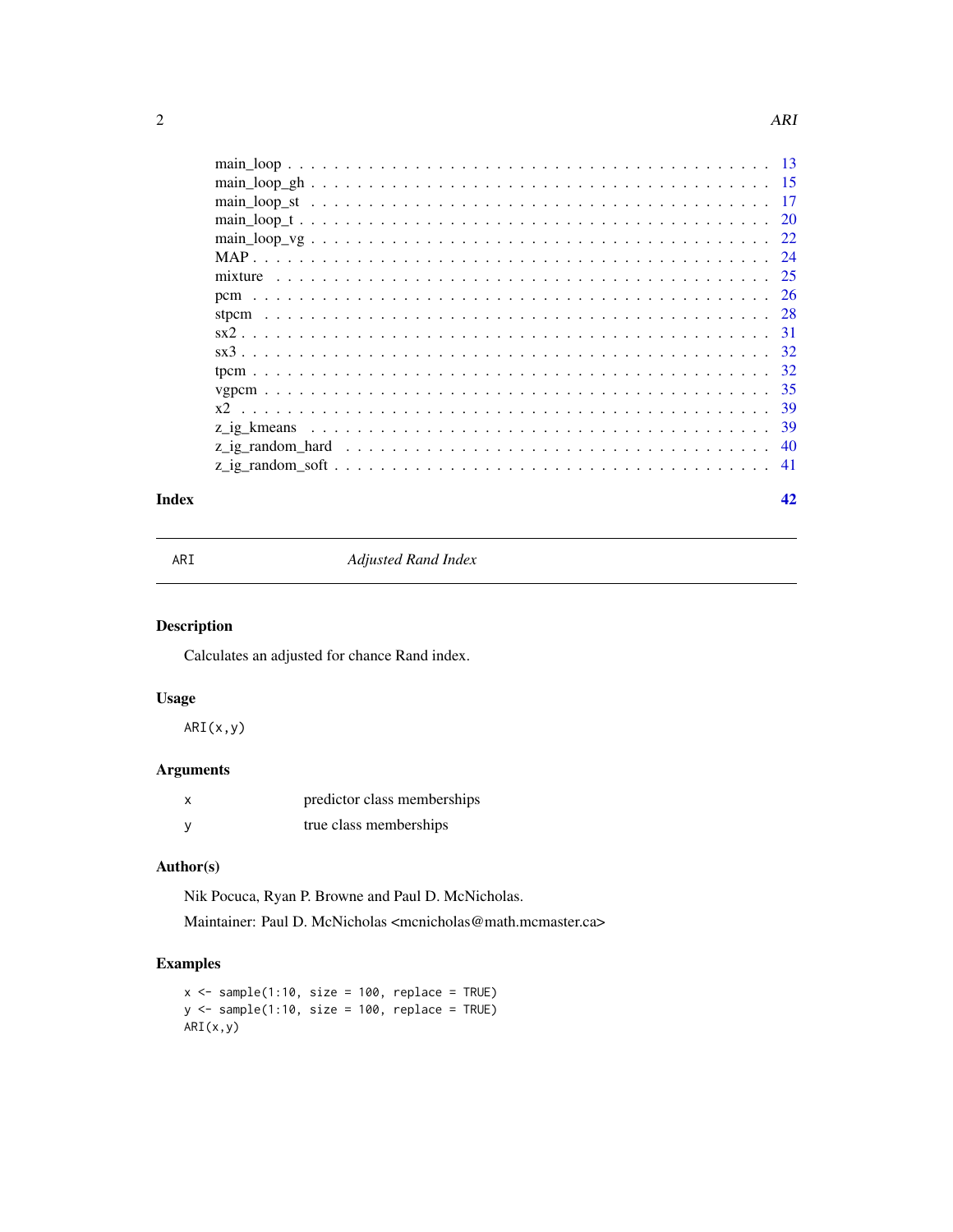main_loop . . . . . . . . . . . . . . . . . . . . . . . . . . . . . . . . . . . . . . . . 13
main_loop_gh . . . . . . . . . . . . . . . . . . . . . . . . . . . . . . . . . . . . . . 15
main_loop_st . . . . . . . . . . . . . . . . . . . . . . . . . . . . . . . . . . . . . . 17
main_loop_t . . . . . . . . . . . . . . . . . . . . . . . . . . . . . . . . . . . . . . . 20
main_loop_vg . . . . . . . . . . . . . . . . . . . . . . . . . . . . . . . . . . . . . . 22
MAP . . . . . . . . . . . . . . . . . . . . . . . . . . . . . . . . . . . . . . . . . . . 24
mixture . . . . . . . . . . . . . . . . . . . . . . . . . . . . . . . . . . . . . . . . . 25
pcm . . . . . . . . . . . . . . . . . . . . . . . . . . . . . . . . . . . . . . . . . . . 26
stpcm . . . . . . . . . . . . . . . . . . . . . . . . . . . . . . . . . . . . . . . . . . 28
sx2 . . . . . . . . . . . . . . . . . . . . . . . . . . . . . . . . . . . . . . . . . . . 31
sx3 . . . . . . . . . . . . . . . . . . . . . . . . . . . . . . . . . . . . . . . . . . . 32
tpcm . . . . . . . . . . . . . . . . . . . . . . . . . . . . . . . . . . . . . . . . . . . 32
vgpcm . . . . . . . . . . . . . . . . . . . . . . . . . . . . . . . . . . . . . . . . . . 35
x2 . . . . . . . . . . . . . . . . . . . . . . . . . . . . . . . . . . . . . . . . . . . . 39
z_ig_kmeans . . . . . . . . . . . . . . . . . . . . . . . . . . . . . . . . . . . . . . . 39
z_ig_random_hard . . . . . . . . . . . . . . . . . . . . . . . . . . . . . . . . . . . . 40
z_ig_random_soft . . . . . . . . . . . . . . . . . . . . . . . . . . . . . . . . . . . . 41

**Index** **42**

---

ARI *Adjusted Rand Index*

---

## Description

Calculates an adjusted for chance Rand index.

## Usage

```
ARI(x,y)
```

## Arguments

| | |
|---|---|
| x | predictor class memberships |
| y | true class memberships |

## Author(s)

Nik Pocuca, Ryan P. Browne and Paul D. McNicholas.

Maintainer: Paul D. McNicholas <mcnicholas@math.mcmaster.ca>

## Examples

```
x <- sample(1:10, size = 100, replace = TRUE)
y <- sample(1:10, size = 100, replace = TRUE)
ARI(x,y)
```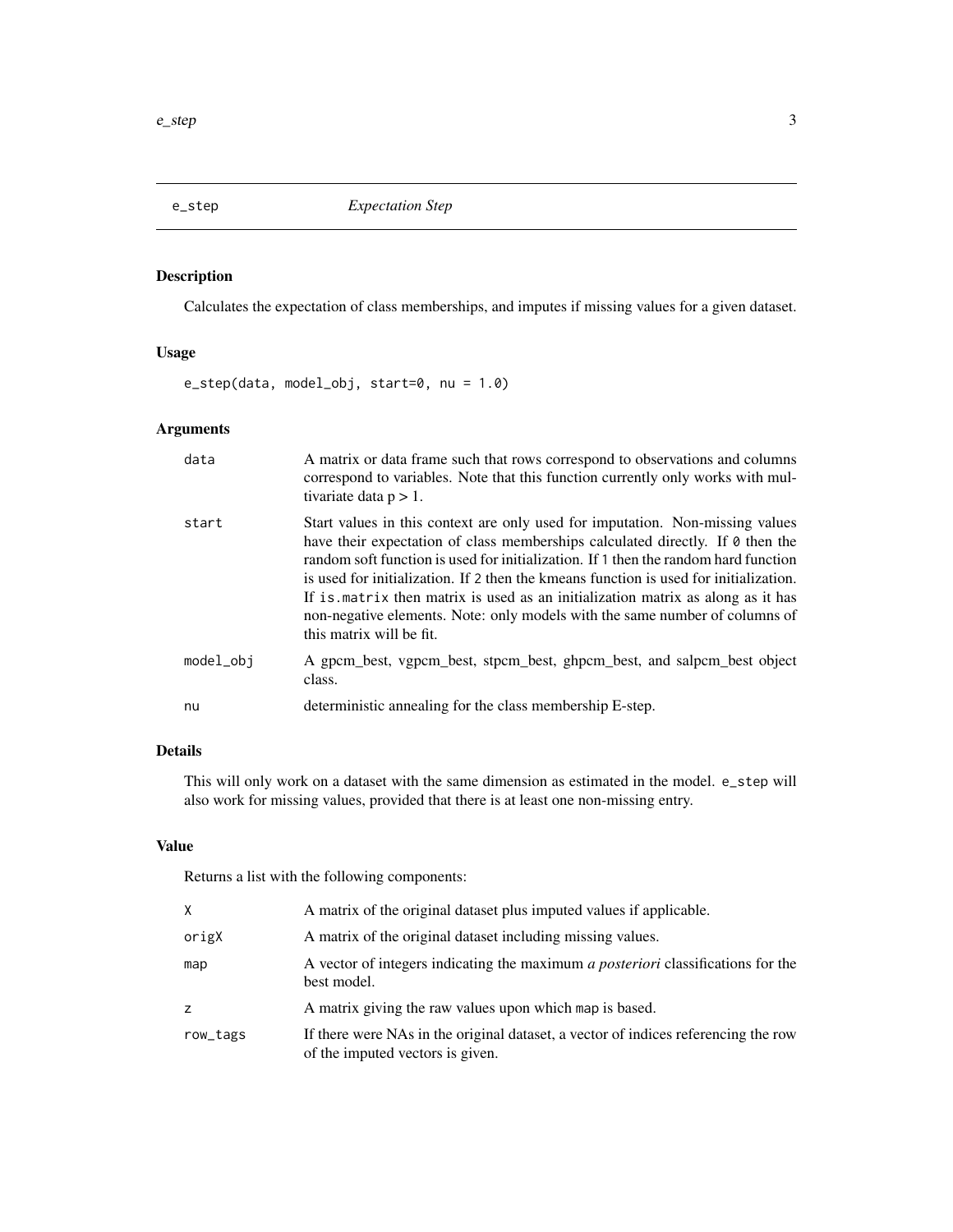## e_step — *Expectation Step*

### Description

Calculates the expectation of class memberships, and imputes if missing values for a given dataset.

### Usage

```
e_step(data, model_obj, start=0, nu = 1.0)
```

### Arguments

| | |
|---|---|
| `data` | A matrix or data frame such that rows correspond to observations and columns correspond to variables. Note that this function currently only works with multivariate data $p > 1$. |
| `start` | Start values in this context are only used for imputation. Non-missing values have their expectation of class memberships calculated directly. If `0` then the random soft function is used for initialization. If `1` then the random hard function is used for initialization. If `2` then the kmeans function is used for initialization. If `is.matrix` then matrix is used as an initialization matrix as along as it has non-negative elements. Note: only models with the same number of columns of this matrix will be fit. |
| `model_obj` | A gpcm_best, vgpcm_best, stpcm_best, ghpcm_best, and salpcm_best object class. |
| `nu` | deterministic annealing for the class membership E-step. |

### Details

This will only work on a dataset with the same dimension as estimated in the model. `e_step` will also work for missing values, provided that there is at least one non-missing entry.

### Value

Returns a list with the following components:

| | |
|---|---|
| `X` | A matrix of the original dataset plus imputed values if applicable. |
| `origX` | A matrix of the original dataset including missing values. |
| `map` | A vector of integers indicating the maximum *a posteriori* classifications for the best model. |
| `z` | A matrix giving the raw values upon which `map` is based. |
| `row_tags` | If there were NAs in the original dataset, a vector of indices referencing the row of the imputed vectors is given. |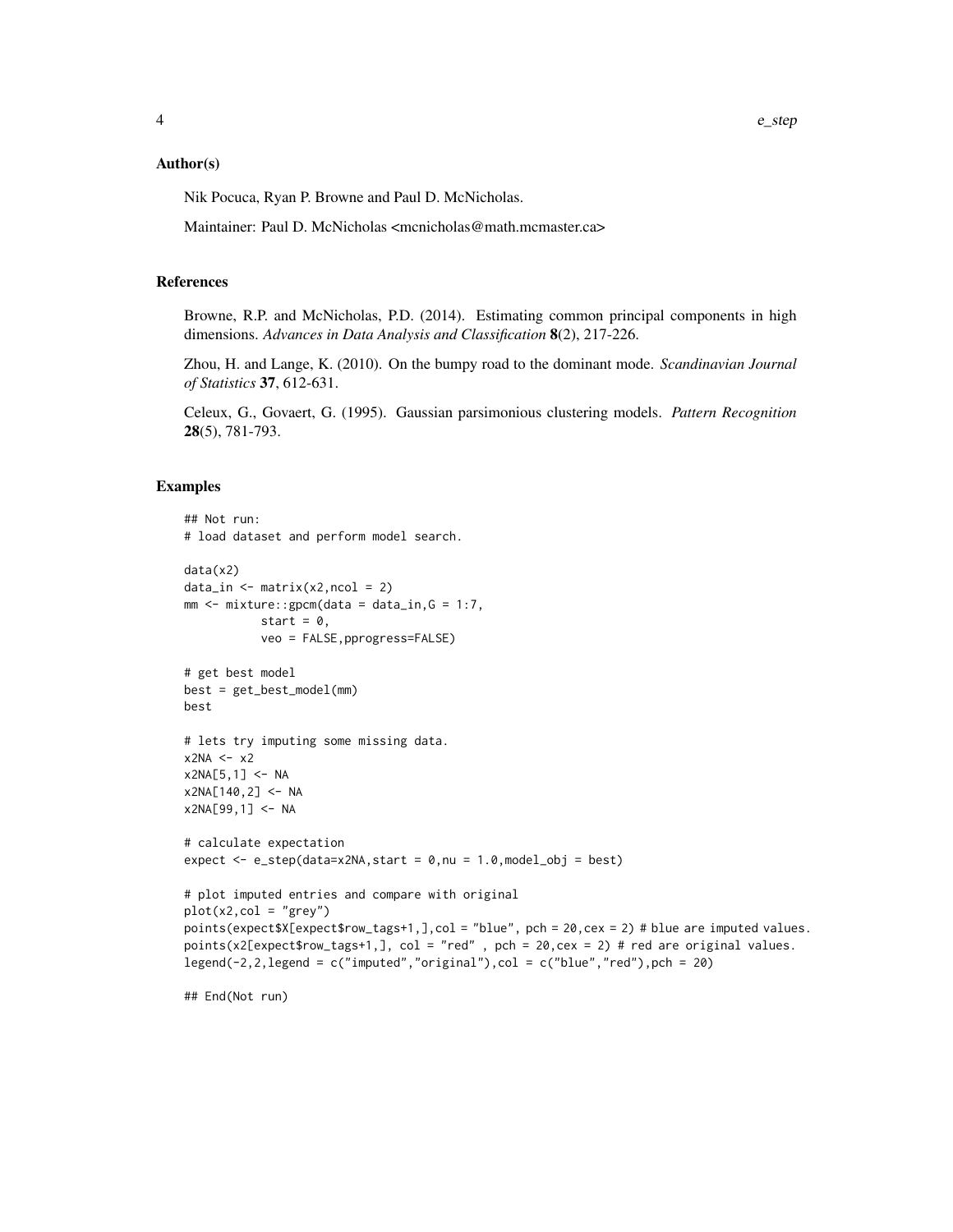### Author(s)

Nik Pocuca, Ryan P. Browne and Paul D. McNicholas.

Maintainer: Paul D. McNicholas <mcnicholas@math.mcmaster.ca>

### References

Browne, R.P. and McNicholas, P.D. (2014). Estimating common principal components in high dimensions. *Advances in Data Analysis and Classification* **8**(2), 217-226.

Zhou, H. and Lange, K. (2010). On the bumpy road to the dominant mode. *Scandinavian Journal of Statistics* **37**, 612-631.

Celeux, G., Govaert, G. (1995). Gaussian parsimonious clustering models. *Pattern Recognition* **28**(5), 781-793.

### Examples

```
## Not run:
# load dataset and perform model search.

data(x2)
data_in <- matrix(x2,ncol = 2)
mm <- mixture::gpcm(data = data_in,G = 1:7,
          start = 0,
          veo = FALSE,pprogress=FALSE)

# get best model
best = get_best_model(mm)
best

# lets try imputing some missing data.
x2NA <- x2
x2NA[5,1] <- NA
x2NA[140,2] <- NA
x2NA[99,1] <- NA

# calculate expectation
expect <- e_step(data=x2NA,start = 0,nu = 1.0,model_obj = best)

# plot imputed entries and compare with original
plot(x2,col = "grey")
points(expect$X[expect$row_tags+1,],col = "blue", pch = 20,cex = 2) # blue are imputed values.
points(x2[expect$row_tags+1,], col = "red" , pch = 20,cex = 2) # red are original values.
legend(-2,2,legend = c("imputed","original"),col = c("blue","red"),pch = 20)

## End(Not run)
```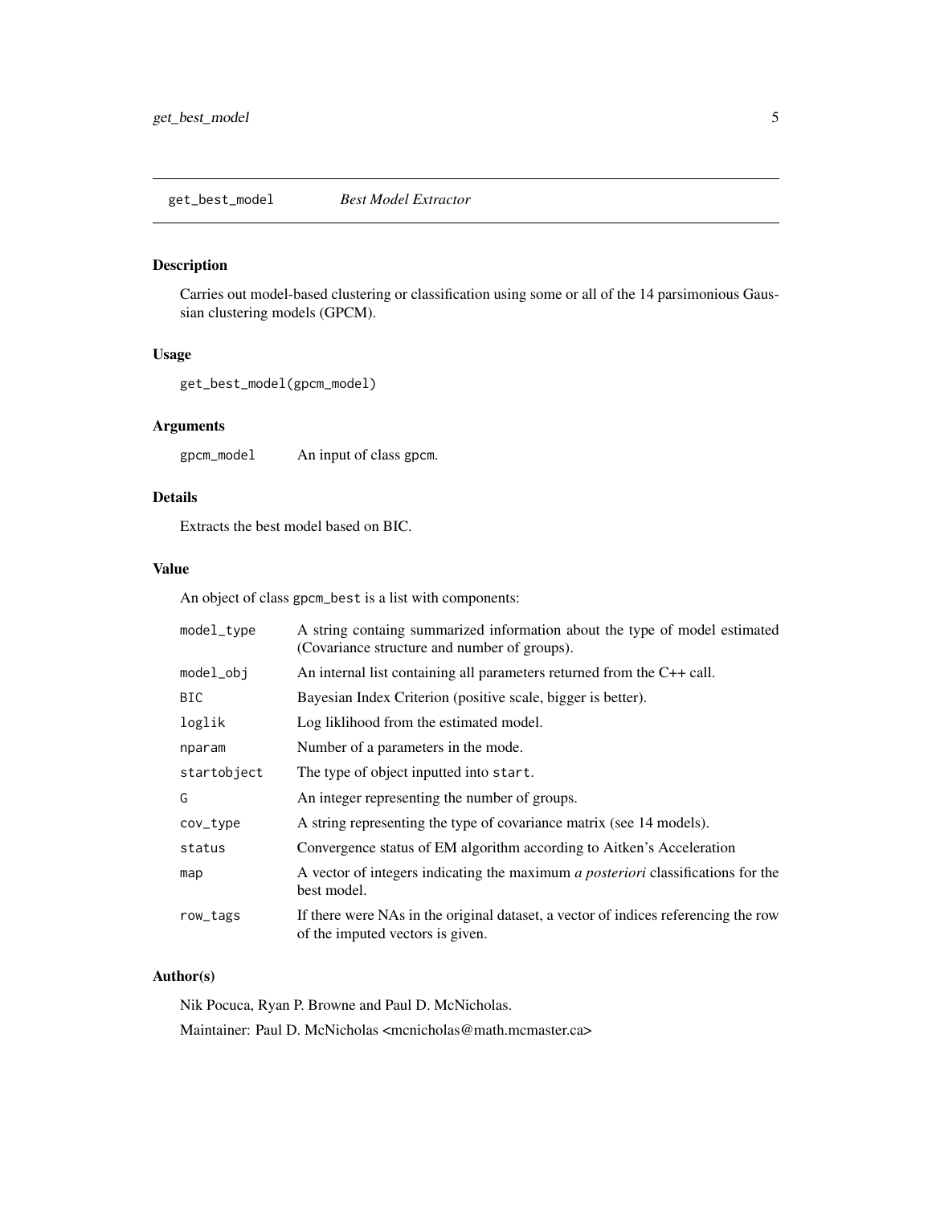# get_best_model *Best Model Extractor*

## Description

Carries out model-based clustering or classification using some or all of the 14 parsimonious Gaussian clustering models (GPCM).

## Usage

```
get_best_model(gpcm_model)
```

## Arguments

| | |
|---|---|
| gpcm_model | An input of class gpcm. |

## Details

Extracts the best model based on BIC.

## Value

An object of class gpcm_best is a list with components:

| | |
|---|---|
| model_type | A string containg summarized information about the type of model estimated (Covariance structure and number of groups). |
| model_obj | An internal list containing all parameters returned from the C++ call. |
| BIC | Bayesian Index Criterion (positive scale, bigger is better). |
| loglik | Log liklihood from the estimated model. |
| nparam | Number of a parameters in the mode. |
| startobject | The type of object inputted into start. |
| G | An integer representing the number of groups. |
| cov_type | A string representing the type of covariance matrix (see 14 models). |
| status | Convergence status of EM algorithm according to Aitken's Acceleration |
| map | A vector of integers indicating the maximum *a posteriori* classifications for the best model. |
| row_tags | If there were NAs in the original dataset, a vector of indices referencing the row of the imputed vectors is given. |

## Author(s)

Nik Pocuca, Ryan P. Browne and Paul D. McNicholas.

Maintainer: Paul D. McNicholas <mcnicholas@math.mcmaster.ca>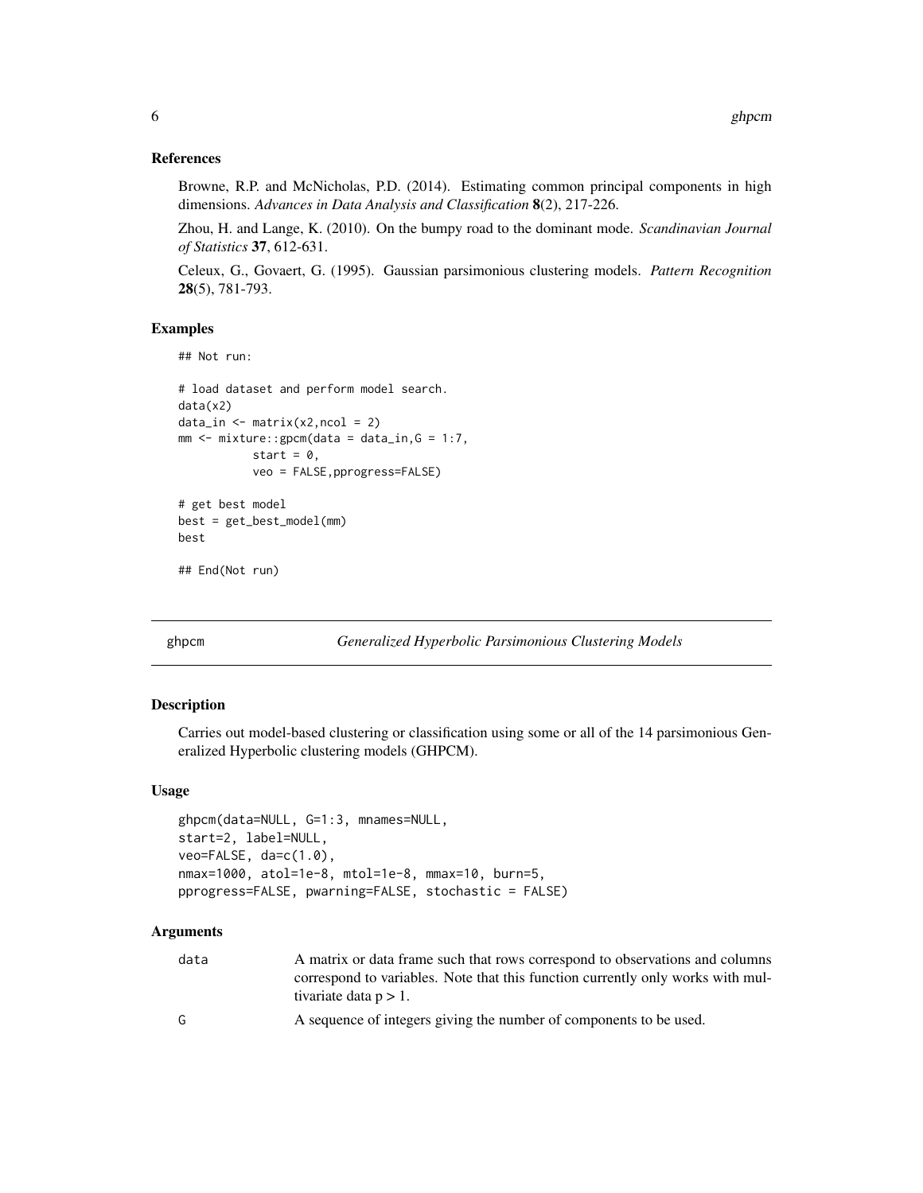## References

Browne, R.P. and McNicholas, P.D. (2014). Estimating common principal components in high dimensions. *Advances in Data Analysis and Classification* **8**(2), 217-226.

Zhou, H. and Lange, K. (2010). On the bumpy road to the dominant mode. *Scandinavian Journal of Statistics* **37**, 612-631.

Celeux, G., Govaert, G. (1995). Gaussian parsimonious clustering models. *Pattern Recognition* **28**(5), 781-793.

## Examples

```
## Not run:

# load dataset and perform model search.
data(x2)
data_in <- matrix(x2,ncol = 2)
mm <- mixture::gpcm(data = data_in,G = 1:7,
           start = 0,
           veo = FALSE,pprogress=FALSE)

# get best model
best = get_best_model(mm)
best

## End(Not run)
```

---

# ghpcm — *Generalized Hyperbolic Parsimonious Clustering Models*

## Description

Carries out model-based clustering or classification using some or all of the 14 parsimonious Generalized Hyperbolic clustering models (GHPCM).

## Usage

```
ghpcm(data=NULL, G=1:3, mnames=NULL,
start=2, label=NULL,
veo=FALSE, da=c(1.0),
nmax=1000, atol=1e-8, mtol=1e-8, mmax=10, burn=5,
pprogress=FALSE, pwarning=FALSE, stochastic = FALSE)
```

## Arguments

| | |
|---|---|
| data | A matrix or data frame such that rows correspond to observations and columns correspond to variables. Note that this function currently only works with multivariate data p > 1. |
| G | A sequence of integers giving the number of components to be used. |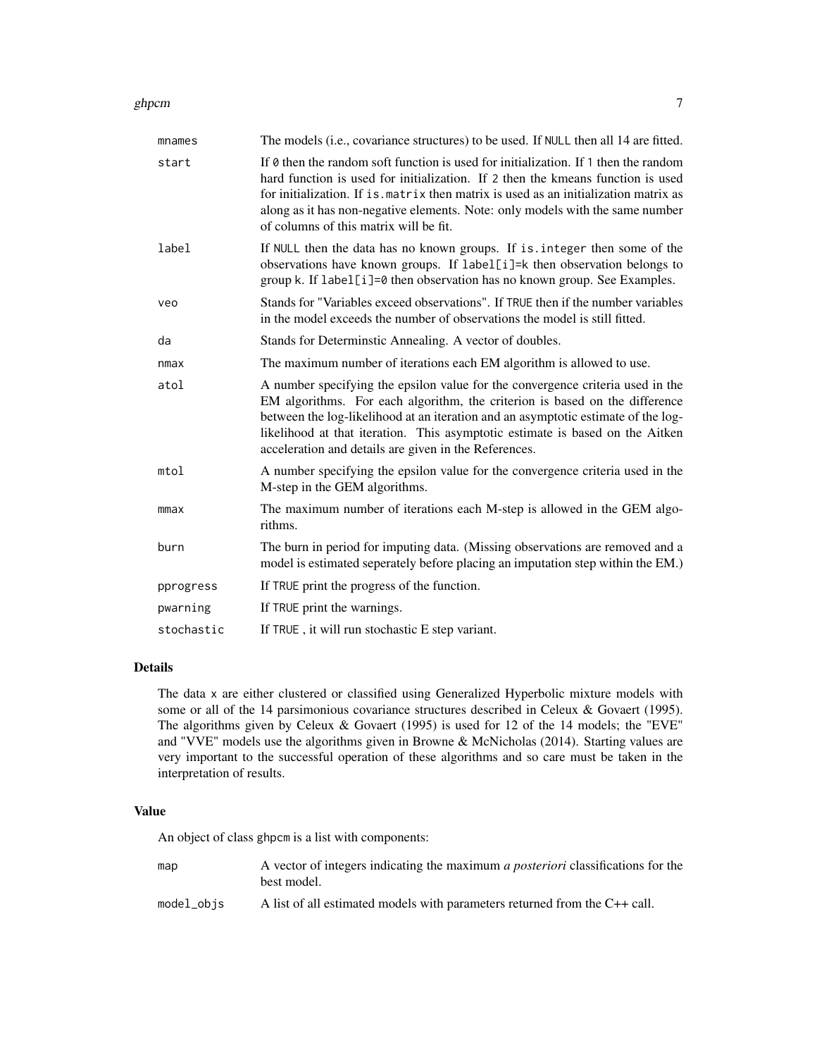| | |
|---|---|
| mnames | The models (i.e., covariance structures) to be used. If NULL then all 14 are fitted. |
| start | If 0 then the random soft function is used for initialization. If 1 then the random hard function is used for initialization. If 2 then the kmeans function is used for initialization. If is.matrix then matrix is used as an initialization matrix as along as it has non-negative elements. Note: only models with the same number of columns of this matrix will be fit. |
| label | If NULL then the data has no known groups. If is.integer then some of the observations have known groups. If label[i]=k then observation belongs to group k. If label[i]=0 then observation has no known group. See Examples. |
| veo | Stands for "Variables exceed observations". If TRUE then if the number variables in the model exceeds the number of observations the model is still fitted. |
| da | Stands for Determinstic Annealing. A vector of doubles. |
| nmax | The maximum number of iterations each EM algorithm is allowed to use. |
| atol | A number specifying the epsilon value for the convergence criteria used in the EM algorithms. For each algorithm, the criterion is based on the difference between the log-likelihood at an iteration and an asymptotic estimate of the log-likelihood at that iteration. This asymptotic estimate is based on the Aitken acceleration and details are given in the References. |
| mtol | A number specifying the epsilon value for the convergence criteria used in the M-step in the GEM algorithms. |
| mmax | The maximum number of iterations each M-step is allowed in the GEM algorithms. |
| burn | The burn in period for imputing data. (Missing observations are removed and a model is estimated seperately before placing an imputation step within the EM.) |
| pprogress | If TRUE print the progress of the function. |
| pwarning | If TRUE print the warnings. |
| stochastic | If TRUE , it will run stochastic E step variant. |

## Details

The data x are either clustered or classified using Generalized Hyperbolic mixture models with some or all of the 14 parsimonious covariance structures described in Celeux & Govaert (1995). The algorithms given by Celeux & Govaert (1995) is used for 12 of the 14 models; the "EVE" and "VVE" models use the algorithms given in Browne & McNicholas (2014). Starting values are very important to the successful operation of these algorithms and so care must be taken in the interpretation of results.

## Value

An object of class ghpcm is a list with components:

| | |
|---|---|
| map | A vector of integers indicating the maximum *a posteriori* classifications for the best model. |
| model_objs | A list of all estimated models with parameters returned from the C++ call. |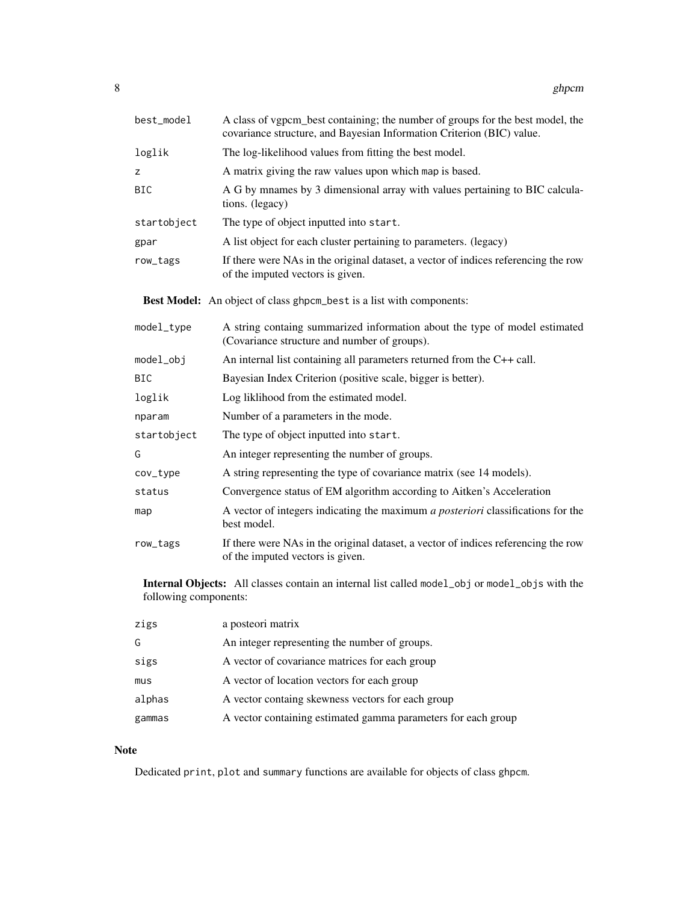| | |
|---|---|
| best_model | A class of vgpcm_best containing; the number of groups for the best model, the covariance structure, and Bayesian Information Criterion (BIC) value. |
| loglik | The log-likelihood values from fitting the best model. |
| z | A matrix giving the raw values upon which map is based. |
| BIC | A G by mnames by 3 dimensional array with values pertaining to BIC calculations. (legacy) |
| startobject | The type of object inputted into start. |
| gpar | A list object for each cluster pertaining to parameters. (legacy) |
| row_tags | If there were NAs in the original dataset, a vector of indices referencing the row of the imputed vectors is given. |

**Best Model:** An object of class ghpcm_best is a list with components:

| | |
|---|---|
| model_type | A string containg summarized information about the type of model estimated (Covariance structure and number of groups). |
| model_obj | An internal list containing all parameters returned from the C++ call. |
| BIC | Bayesian Index Criterion (positive scale, bigger is better). |
| loglik | Log liklihood from the estimated model. |
| nparam | Number of a parameters in the mode. |
| startobject | The type of object inputted into start. |
| G | An integer representing the number of groups. |
| cov_type | A string representing the type of covariance matrix (see 14 models). |
| status | Convergence status of EM algorithm according to Aitken's Acceleration |
| map | A vector of integers indicating the maximum *a posteriori* classifications for the best model. |
| row_tags | If there were NAs in the original dataset, a vector of indices referencing the row of the imputed vectors is given. |

**Internal Objects:** All classes contain an internal list called model_obj or model_objs with the following components:

| | |
|---|---|
| zigs | a posteori matrix |
| G | An integer representing the number of groups. |
| sigs | A vector of covariance matrices for each group |
| mus | A vector of location vectors for each group |
| alphas | A vector containg skewness vectors for each group |
| gammas | A vector containing estimated gamma parameters for each group |

## Note

Dedicated print, plot and summary functions are available for objects of class ghpcm.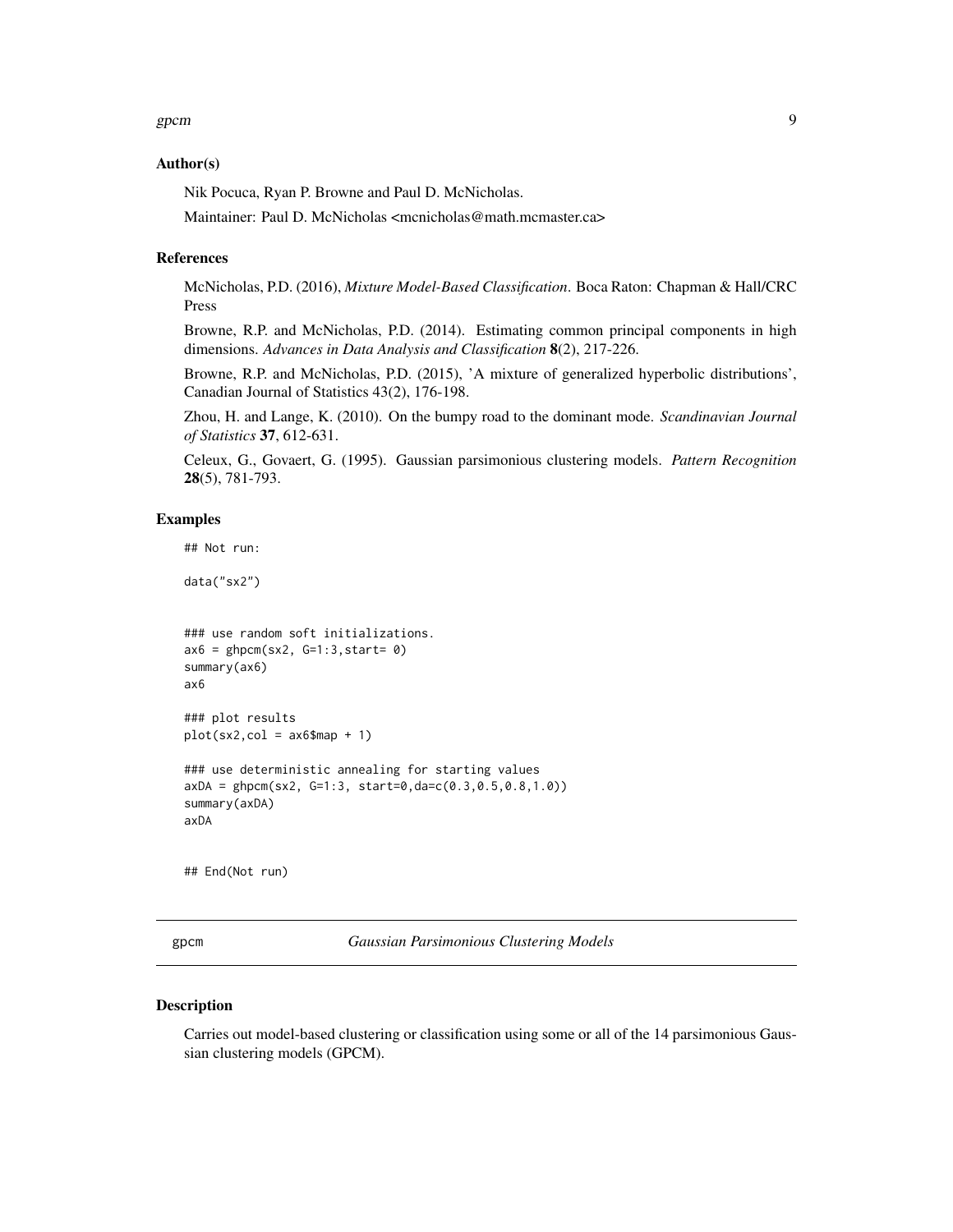## Author(s)

Nik Pocuca, Ryan P. Browne and Paul D. McNicholas.

Maintainer: Paul D. McNicholas <mcnicholas@math.mcmaster.ca>

## References

McNicholas, P.D. (2016), *Mixture Model-Based Classification*. Boca Raton: Chapman & Hall/CRC Press

Browne, R.P. and McNicholas, P.D. (2014). Estimating common principal components in high dimensions. *Advances in Data Analysis and Classification* **8**(2), 217-226.

Browne, R.P. and McNicholas, P.D. (2015), 'A mixture of generalized hyperbolic distributions', Canadian Journal of Statistics 43(2), 176-198.

Zhou, H. and Lange, K. (2010). On the bumpy road to the dominant mode. *Scandinavian Journal of Statistics* **37**, 612-631.

Celeux, G., Govaert, G. (1995). Gaussian parsimonious clustering models. *Pattern Recognition* **28**(5), 781-793.

## Examples

```
## Not run:

data("sx2")


### use random soft initializations.
ax6 = ghpcm(sx2, G=1:3,start= 0)
summary(ax6)
ax6

### plot results
plot(sx2,col = ax6$map + 1)

### use deterministic annealing for starting values
axDA = ghpcm(sx2, G=1:3, start=0,da=c(0.3,0.5,0.8,1.0))
summary(axDA)
axDA


## End(Not run)
```

---

# gpcm — *Gaussian Parsimonious Clustering Models*

## Description

Carries out model-based clustering or classification using some or all of the 14 parsimonious Gaussian clustering models (GPCM).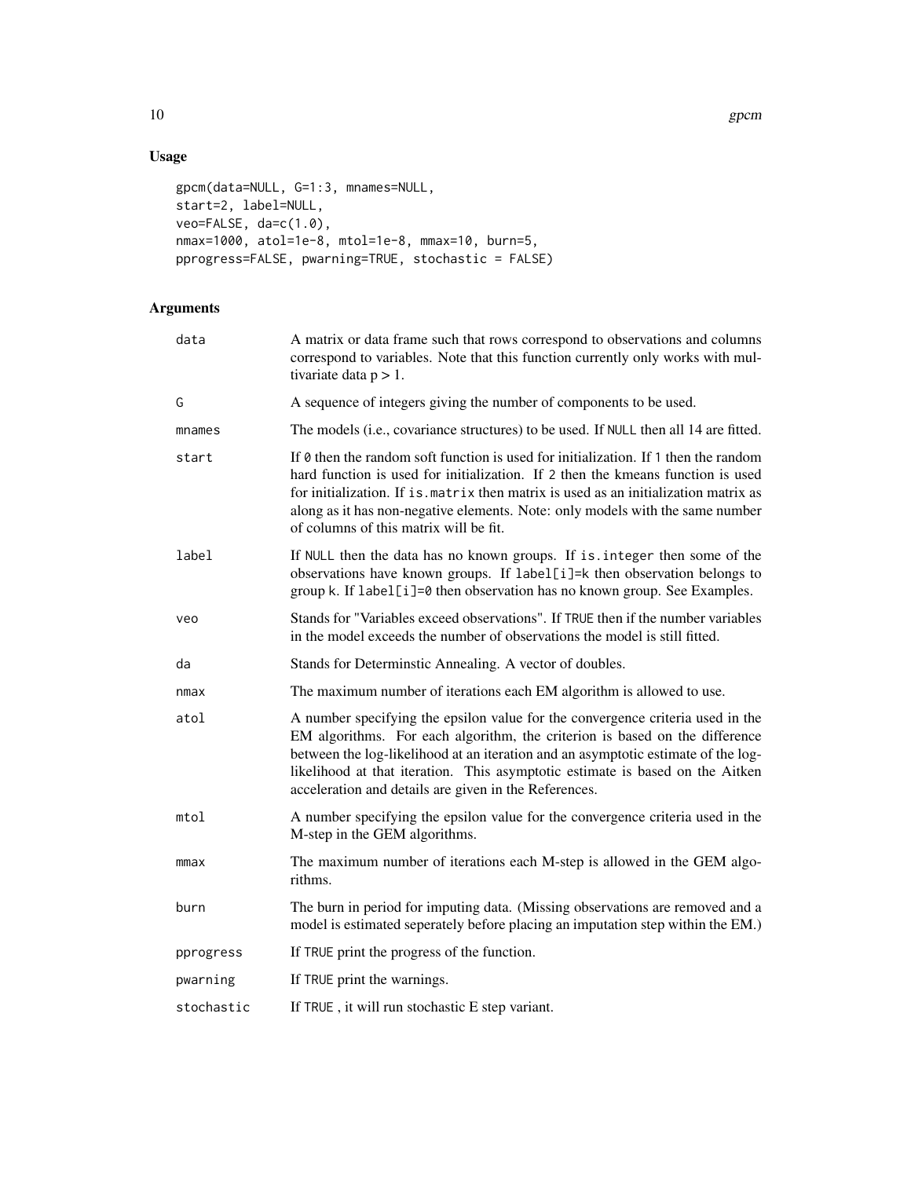## Usage

```
gpcm(data=NULL, G=1:3, mnames=NULL,
start=2, label=NULL,
veo=FALSE, da=c(1.0),
nmax=1000, atol=1e-8, mtol=1e-8, mmax=10, burn=5,
pprogress=FALSE, pwarning=TRUE, stochastic = FALSE)
```

## Arguments

| | |
|---|---|
| `data` | A matrix or data frame such that rows correspond to observations and columns correspond to variables. Note that this function currently only works with multivariate data $p > 1$. |
| `G` | A sequence of integers giving the number of components to be used. |
| `mnames` | The models (i.e., covariance structures) to be used. If `NULL` then all 14 are fitted. |
| `start` | If `0` then the random soft function is used for initialization. If `1` then the random hard function is used for initialization. If `2` then the kmeans function is used for initialization. If `is.matrix` then matrix is used as an initialization matrix as along as it has non-negative elements. Note: only models with the same number of columns of this matrix will be fit. |
| `label` | If `NULL` then the data has no known groups. If `is.integer` then some of the observations have known groups. If `label[i]=k` then observation belongs to group `k`. If `label[i]=0` then observation has no known group. See Examples. |
| `veo` | Stands for "Variables exceed observations". If `TRUE` then if the number variables in the model exceeds the number of observations the model is still fitted. |
| `da` | Stands for Determinstic Annealing. A vector of doubles. |
| `nmax` | The maximum number of iterations each EM algorithm is allowed to use. |
| `atol` | A number specifying the epsilon value for the convergence criteria used in the EM algorithms. For each algorithm, the criterion is based on the difference between the log-likelihood at an iteration and an asymptotic estimate of the log-likelihood at that iteration. This asymptotic estimate is based on the Aitken acceleration and details are given in the References. |
| `mtol` | A number specifying the epsilon value for the convergence criteria used in the M-step in the GEM algorithms. |
| `mmax` | The maximum number of iterations each M-step is allowed in the GEM algorithms. |
| `burn` | The burn in period for imputing data. (Missing observations are removed and a model is estimated seperately before placing an imputation step within the EM.) |
| `pprogress` | If `TRUE` print the progress of the function. |
| `pwarning` | If `TRUE` print the warnings. |
| `stochastic` | If `TRUE` , it will run stochastic E step variant. |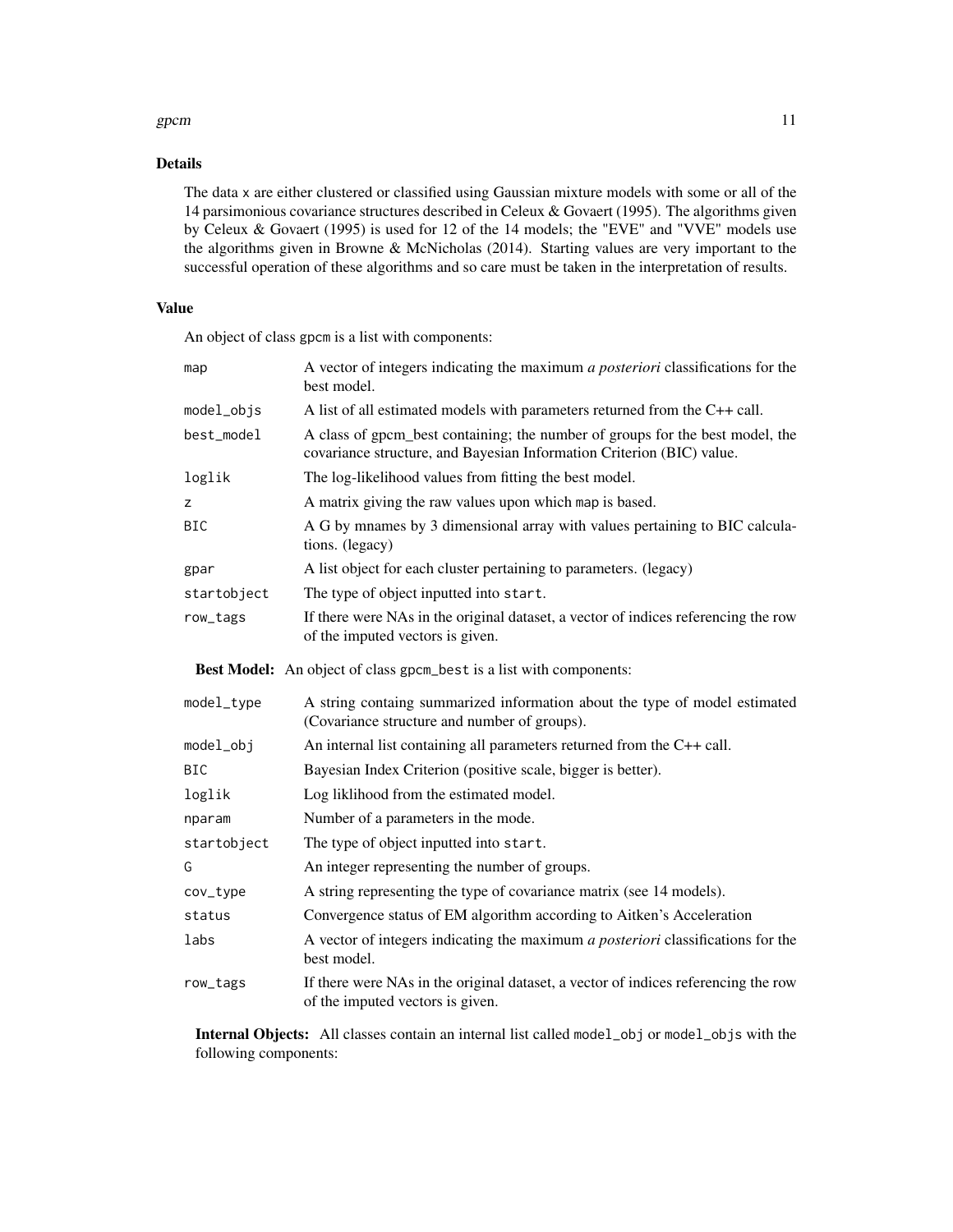## Details

The data x are either clustered or classified using Gaussian mixture models with some or all of the 14 parsimonious covariance structures described in Celeux & Govaert (1995). The algorithms given by Celeux & Govaert (1995) is used for 12 of the 14 models; the "EVE" and "VVE" models use the algorithms given in Browne & McNicholas (2014). Starting values are very important to the successful operation of these algorithms and so care must be taken in the interpretation of results.

## Value

An object of class gpcm is a list with components:

| | |
|---|---|
| map | A vector of integers indicating the maximum *a posteriori* classifications for the best model. |
| model_objs | A list of all estimated models with parameters returned from the C++ call. |
| best_model | A class of gpcm_best containing; the number of groups for the best model, the covariance structure, and Bayesian Information Criterion (BIC) value. |
| loglik | The log-likelihood values from fitting the best model. |
| z | A matrix giving the raw values upon which map is based. |
| BIC | A G by mnames by 3 dimensional array with values pertaining to BIC calculations. (legacy) |
| gpar | A list object for each cluster pertaining to parameters. (legacy) |
| startobject | The type of object inputted into start. |
| row_tags | If there were NAs in the original dataset, a vector of indices referencing the row of the imputed vectors is given. |

**Best Model:** An object of class gpcm_best is a list with components:

| | |
|---|---|
| model_type | A string containg summarized information about the type of model estimated (Covariance structure and number of groups). |
| model_obj | An internal list containing all parameters returned from the C++ call. |
| BIC | Bayesian Index Criterion (positive scale, bigger is better). |
| loglik | Log liklihood from the estimated model. |
| nparam | Number of a parameters in the mode. |
| startobject | The type of object inputted into start. |
| G | An integer representing the number of groups. |
| cov_type | A string representing the type of covariance matrix (see 14 models). |
| status | Convergence status of EM algorithm according to Aitken's Acceleration |
| labs | A vector of integers indicating the maximum *a posteriori* classifications for the best model. |
| row_tags | If there were NAs in the original dataset, a vector of indices referencing the row of the imputed vectors is given. |

**Internal Objects:** All classes contain an internal list called model_obj or model_objs with the following components: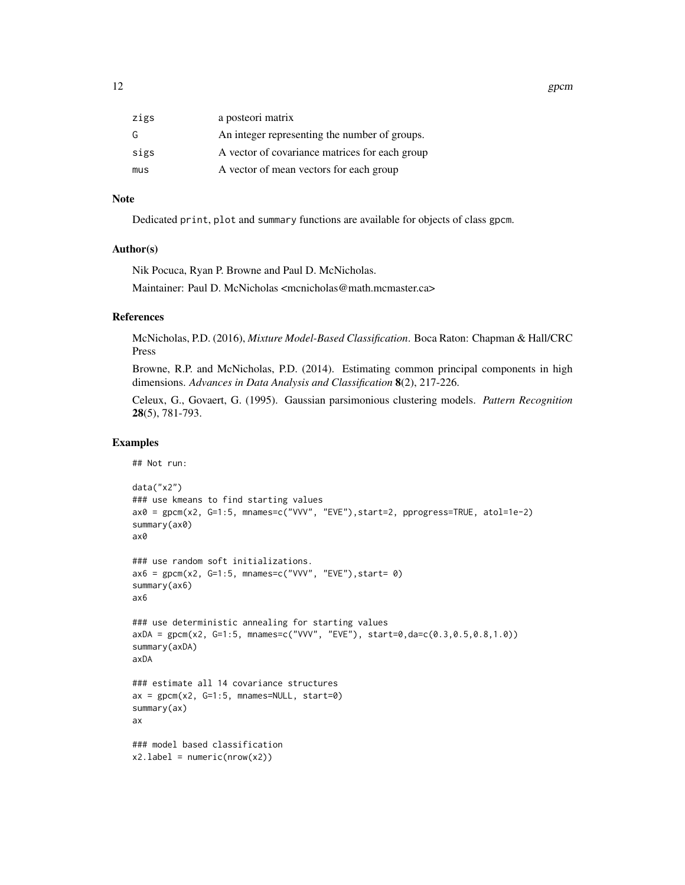| | |
|---|---|
| zigs | a posteori matrix |
| G | An integer representing the number of groups. |
| sigs | A vector of covariance matrices for each group |
| mus | A vector of mean vectors for each group |

## Note

Dedicated print, plot and summary functions are available for objects of class gpcm.

## Author(s)

Nik Pocuca, Ryan P. Browne and Paul D. McNicholas.

Maintainer: Paul D. McNicholas <mcnicholas@math.mcmaster.ca>

## References

McNicholas, P.D. (2016), *Mixture Model-Based Classification*. Boca Raton: Chapman & Hall/CRC Press

Browne, R.P. and McNicholas, P.D. (2014). Estimating common principal components in high dimensions. *Advances in Data Analysis and Classification* **8**(2), 217-226.

Celeux, G., Govaert, G. (1995). Gaussian parsimonious clustering models. *Pattern Recognition* **28**(5), 781-793.

## Examples

```
## Not run:

data("x2")
### use kmeans to find starting values
ax0 = gpcm(x2, G=1:5, mnames=c("VVV", "EVE"),start=2, pprogress=TRUE, atol=1e-2)
summary(ax0)
ax0

### use random soft initializations.
ax6 = gpcm(x2, G=1:5, mnames=c("VVV", "EVE"),start= 0)
summary(ax6)
ax6

### use deterministic annealing for starting values
axDA = gpcm(x2, G=1:5, mnames=c("VVV", "EVE"), start=0,da=c(0.3,0.5,0.8,1.0))
summary(axDA)
axDA

### estimate all 14 covariance structures
ax = gpcm(x2, G=1:5, mnames=NULL, start=0)
summary(ax)
ax

### model based classification
x2.label = numeric(nrow(x2))
```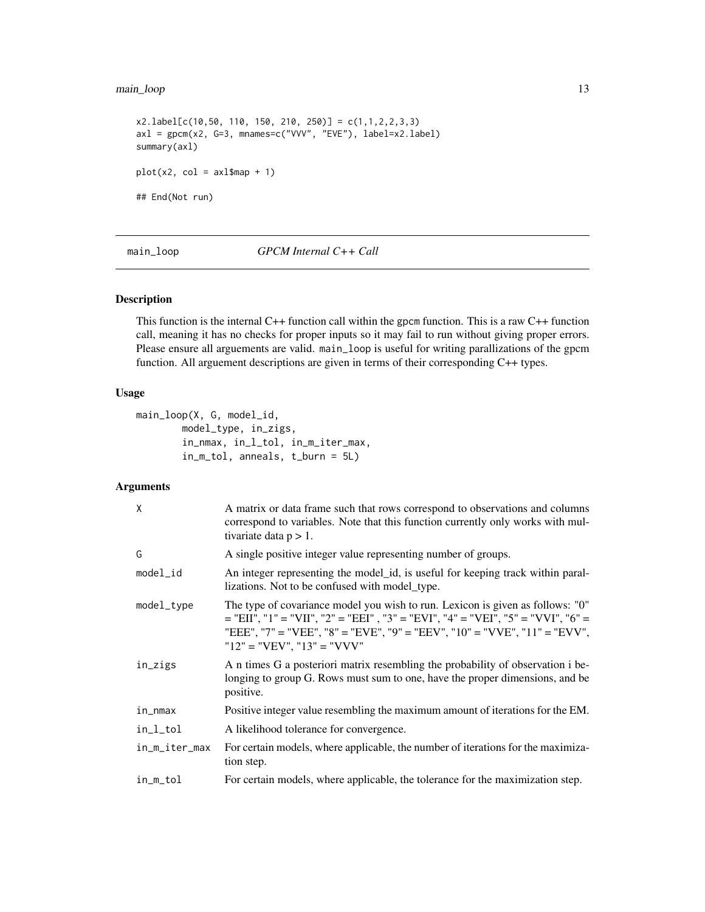```
x2.label[c(10,50, 110, 150, 210, 250)] = c(1,1,2,2,3,3)
axl = gpcm(x2, G=3, mnames=c("VVV", "EVE"), label=x2.label)
summary(axl)

plot(x2, col = axl$map + 1)

## End(Not run)
```

---

## main_loop — *GPCM Internal C++ Call*

### Description

This function is the internal C++ function call within the gpcm function. This is a raw C++ function call, meaning it has no checks for proper inputs so it may fail to run without giving proper errors. Please ensure all arguements are valid. `main_loop` is useful for writing parallizations of the gpcm function. All arguement descriptions are given in terms of their corresponding C++ types.

### Usage

```
main_loop(X, G, model_id,
        model_type, in_zigs,
        in_nmax, in_l_tol, in_m_iter_max,
        in_m_tol, anneals, t_burn = 5L)
```

### Arguments

| | |
|---|---|
| `X` | A matrix or data frame such that rows correspond to observations and columns correspond to variables. Note that this function currently only works with multivariate data $p > 1$. |
| `G` | A single positive integer value representing number of groups. |
| `model_id` | An integer representing the model_id, is useful for keeping track within parallizations. Not to be confused with model_type. |
| `model_type` | The type of covariance model you wish to run. Lexicon is given as follows: "0" = "EII", "1" = "VII", "2" = "EEI" , "3" = "EVI", "4" = "VEI", "5" = "VVI", "6" = "EEE", "7" = "VEE", "8" = "EVE", "9" = "EEV", "10" = "VVE", "11" = "EVV", "12" = "VEV", "13" = "VVV" |
| `in_zigs` | A n times G a posteriori matrix resembling the probability of observation i belonging to group G. Rows must sum to one, have the proper dimensions, and be positive. |
| `in_nmax` | Positive integer value resembling the maximum amount of iterations for the EM. |
| `in_l_tol` | A likelihood tolerance for convergence. |
| `in_m_iter_max` | For certain models, where applicable, the number of iterations for the maximization step. |
| `in_m_tol` | For certain models, where applicable, the tolerance for the maximization step. |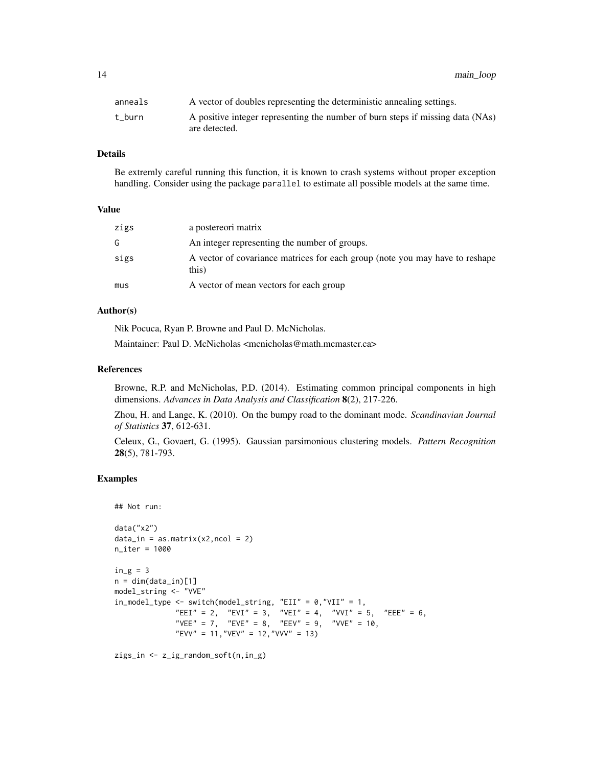| | |
|---|---|
| anneals | A vector of doubles representing the deterministic annealing settings. |
| t_burn | A positive integer representing the number of burn steps if missing data (NAs) are detected. |

### Details

Be extremly careful running this function, it is known to crash systems without proper exception handling. Consider using the package parallel to estimate all possible models at the same time.

### Value

| | |
|---|---|
| zigs | a postereori matrix |
| G | An integer representing the number of groups. |
| sigs | A vector of covariance matrices for each group (note you may have to reshape this) |
| mus | A vector of mean vectors for each group |

### Author(s)

Nik Pocuca, Ryan P. Browne and Paul D. McNicholas.

Maintainer: Paul D. McNicholas <mcnicholas@math.mcmaster.ca>

### References

Browne, R.P. and McNicholas, P.D. (2014). Estimating common principal components in high dimensions. *Advances in Data Analysis and Classification* **8**(2), 217-226.

Zhou, H. and Lange, K. (2010). On the bumpy road to the dominant mode. *Scandinavian Journal of Statistics* **37**, 612-631.

Celeux, G., Govaert, G. (1995). Gaussian parsimonious clustering models. *Pattern Recognition* **28**(5), 781-793.

### Examples

```
## Not run:

data("x2")
data_in = as.matrix(x2,ncol = 2)
n_iter = 1000

in_g = 3
n = dim(data_in)[1]
model_string <- "VVE"
in_model_type <- switch(model_string, "EII" = 0,"VII" = 1,
             "EEI" = 2,  "EVI" = 3,  "VEI" = 4,  "VVI" = 5,  "EEE" = 6,
             "VEE" = 7,  "EVE" = 8,  "EEV" = 9,  "VVE" = 10,
             "EVV" = 11,"VEV" = 12,"VVV" = 13)

zigs_in <- z_ig_random_soft(n,in_g)
```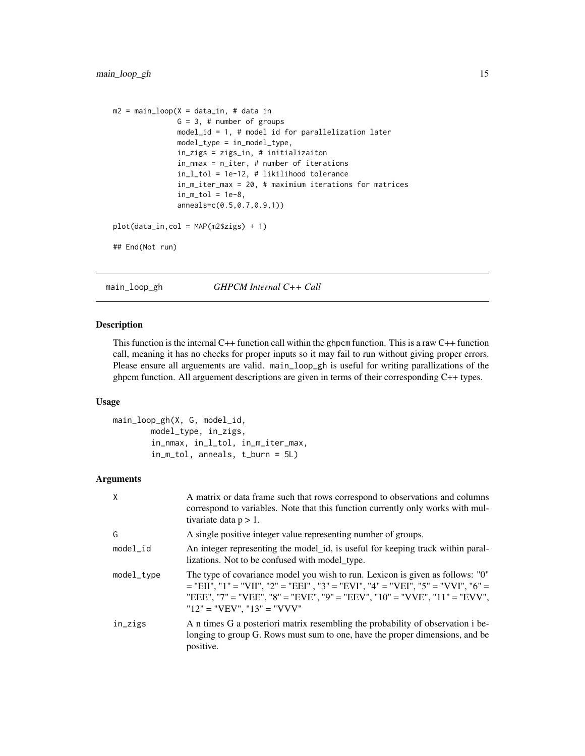```
m2 = main_loop(X = data_in, # data in
               G = 3, # number of groups
               model_id = 1, # model id for parallelization later
               model_type = in_model_type,
               in_zigs = zigs_in, # initializaiton
               in_nmax = n_iter, # number of iterations
               in_l_tol = 1e-12, # likilihood tolerance
               in_m_iter_max = 20, # maximium iterations for matrices
               in_m_tol = 1e-8,
               anneals=c(0.5,0.7,0.9,1))

plot(data_in,col = MAP(m2$zigs) + 1)

## End(Not run)
```

## main_loop_gh — *GHPCM Internal C++ Call*

### Description

This function is the internal C++ function call within the ghpcm function. This is a raw C++ function call, meaning it has no checks for proper inputs so it may fail to run without giving proper errors. Please ensure all arguements are valid. main_loop_gh is useful for writing parallizations of the ghpcm function. All arguement descriptions are given in terms of their corresponding C++ types.

### Usage

```
main_loop_gh(X, G, model_id,
        model_type, in_zigs,
        in_nmax, in_l_tol, in_m_iter_max,
        in_m_tol, anneals, t_burn = 5L)
```

### Arguments

| | |
|---|---|
| X | A matrix or data frame such that rows correspond to observations and columns correspond to variables. Note that this function currently only works with multivariate data $p > 1$. |
| G | A single positive integer value representing number of groups. |
| model_id | An integer representing the model_id, is useful for keeping track within parallizations. Not to be confused with model_type. |
| model_type | The type of covariance model you wish to run. Lexicon is given as follows: "0" = "EII", "1" = "VII", "2" = "EEI" , "3" = "EVI", "4" = "VEI", "5" = "VVI", "6" = "EEE", "7" = "VEE", "8" = "EVE", "9" = "EEV", "10" = "VVE", "11" = "EVV", "12" = "VEV", "13" = "VVV" |
| in_zigs | A n times G a posteriori matrix resembling the probability of observation i belonging to group G. Rows must sum to one, have the proper dimensions, and be positive. |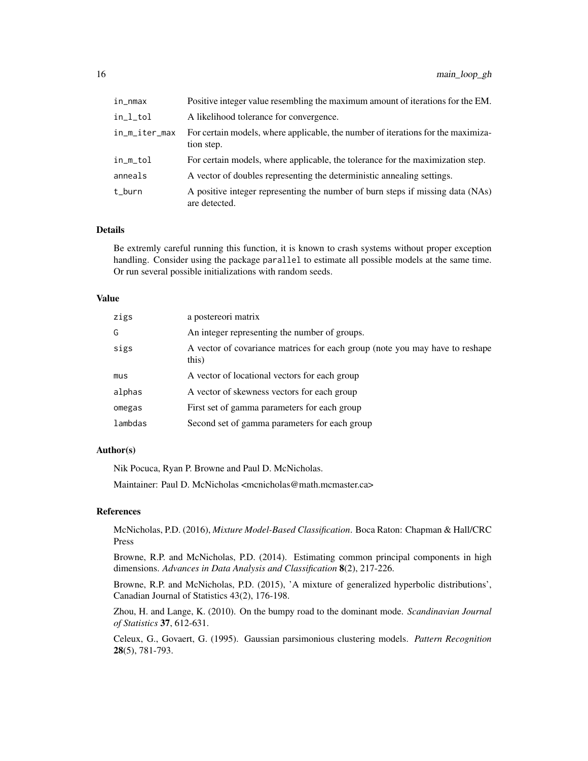| | |
|---|---|
| in_nmax | Positive integer value resembling the maximum amount of iterations for the EM. |
| in_l_tol | A likelihood tolerance for convergence. |
| in_m_iter_max | For certain models, where applicable, the number of iterations for the maximization step. |
| in_m_tol | For certain models, where applicable, the tolerance for the maximization step. |
| anneals | A vector of doubles representing the deterministic annealing settings. |
| t_burn | A positive integer representing the number of burn steps if missing data (NAs) are detected. |

### Details

Be extremly careful running this function, it is known to crash systems without proper exception handling. Consider using the package `parallel` to estimate all possible models at the same time. Or run several possible initializations with random seeds.

### Value

| | |
|---|---|
| zigs | a postereori matrix |
| G | An integer representing the number of groups. |
| sigs | A vector of covariance matrices for each group (note you may have to reshape this) |
| mus | A vector of locational vectors for each group |
| alphas | A vector of skewness vectors for each group |
| omegas | First set of gamma parameters for each group |
| lambdas | Second set of gamma parameters for each group |

### Author(s)

Nik Pocuca, Ryan P. Browne and Paul D. McNicholas.

Maintainer: Paul D. McNicholas <mcnicholas@math.mcmaster.ca>

### References

McNicholas, P.D. (2016), *Mixture Model-Based Classification*. Boca Raton: Chapman & Hall/CRC Press

Browne, R.P. and McNicholas, P.D. (2014). Estimating common principal components in high dimensions. *Advances in Data Analysis and Classification* **8**(2), 217-226.

Browne, R.P. and McNicholas, P.D. (2015), 'A mixture of generalized hyperbolic distributions', Canadian Journal of Statistics 43(2), 176-198.

Zhou, H. and Lange, K. (2010). On the bumpy road to the dominant mode. *Scandinavian Journal of Statistics* **37**, 612-631.

Celeux, G., Govaert, G. (1995). Gaussian parsimonious clustering models. *Pattern Recognition* **28**(5), 781-793.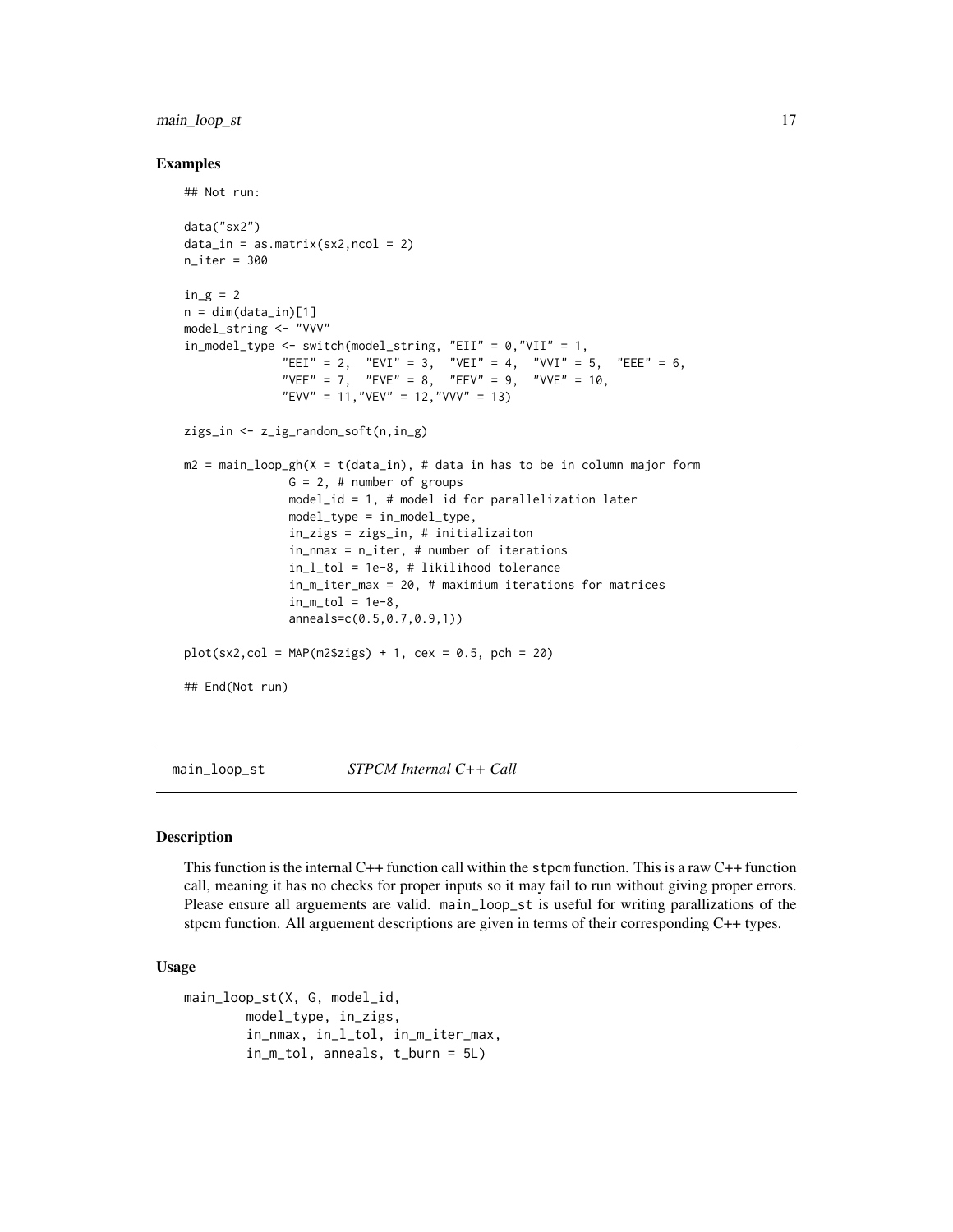### Examples

```
## Not run:

data("sx2")
data_in = as.matrix(sx2,ncol = 2)
n_iter = 300

in_g = 2
n = dim(data_in)[1]
model_string <- "VVV"
in_model_type <- switch(model_string, "EII" = 0,"VII" = 1,
             "EEI" = 2,  "EVI" = 3,  "VEI" = 4,  "VVI" = 5,  "EEE" = 6,
             "VEE" = 7,  "EVE" = 8,  "EEV" = 9,  "VVE" = 10,
             "EVV" = 11,"VEV" = 12,"VVV" = 13)

zigs_in <- z_ig_random_soft(n,in_g)

m2 = main_loop_gh(X = t(data_in), # data in has to be in column major form
              G = 2, # number of groups
              model_id = 1, # model id for parallelization later
              model_type = in_model_type,
              in_zigs = zigs_in, # initializaiton
              in_nmax = n_iter, # number of iterations
              in_l_tol = 1e-8, # likilihood tolerance
              in_m_iter_max = 20, # maximium iterations for matrices
              in_m_tol = 1e-8,
              anneals=c(0.5,0.7,0.9,1))

plot(sx2,col = MAP(m2$zigs) + 1, cex = 0.5, pch = 20)

## End(Not run)
```

## main_loop_st *STPCM Internal C++ Call*

### Description

This function is the internal C++ function call within the stpcm function. This is a raw C++ function call, meaning it has no checks for proper inputs so it may fail to run without giving proper errors. Please ensure all arguements are valid. main_loop_st is useful for writing parallizations of the stpcm function. All arguement descriptions are given in terms of their corresponding C++ types.

### Usage

```
main_loop_st(X, G, model_id,
        model_type, in_zigs,
        in_nmax, in_l_tol, in_m_iter_max,
        in_m_tol, anneals, t_burn = 5L)
```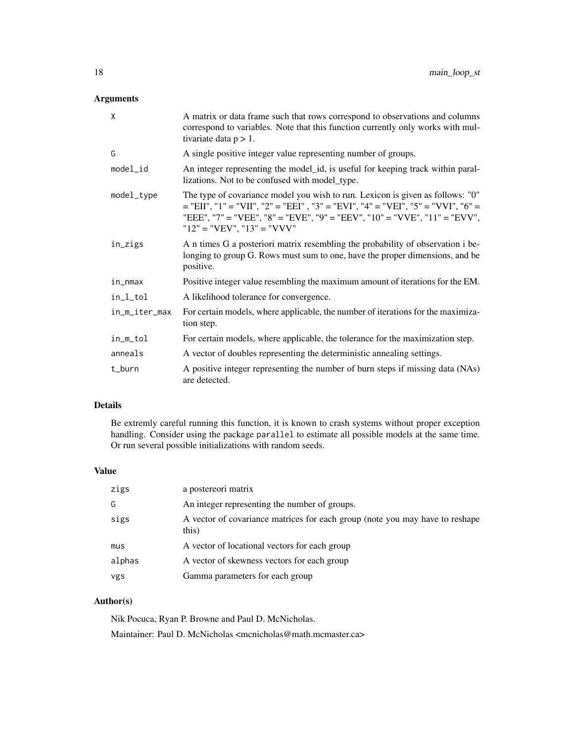## Arguments

| | |
|---|---|
| X | A matrix or data frame such that rows correspond to observations and columns correspond to variables. Note that this function currently only works with multivariate data $p > 1$. |
| G | A single positive integer value representing number of groups. |
| model_id | An integer representing the model_id, is useful for keeping track within parallelizations. Not to be confused with model_type. |
| model_type | The type of covariance model you wish to run. Lexicon is given as follows: "0" = "EII", "1" = "VII", "2" = "EEI" , "3" = "EVI", "4" = "VEI", "5" = "VVI", "6" = "EEE", "7" = "VEE", "8" = "EVE", "9" = "EEV", "10" = "VVE", "11" = "EVV", "12" = "VEV", "13" = "VVV" |
| in_zigs | A n times G a posteriori matrix resembling the probability of observation i belonging to group G. Rows must sum to one, have the proper dimensions, and be positive. |
| in_nmax | Positive integer value resembling the maximum amount of iterations for the EM. |
| in_l_tol | A likelihood tolerance for convergence. |
| in_m_iter_max | For certain models, where applicable, the number of iterations for the maximization step. |
| in_m_tol | For certain models, where applicable, the tolerance for the maximization step. |
| anneals | A vector of doubles representing the deterministic annealing settings. |
| t_burn | A positive integer representing the number of burn steps if missing data (NAs) are detected. |

## Details

Be extremly careful running this function, it is known to crash systems without proper exception handling. Consider using the package parallel to estimate all possible models at the same time. Or run several possible initializations with random seeds.

## Value

| | |
|---|---|
| zigs | a postereori matrix |
| G | An integer representing the number of groups. |
| sigs | A vector of covariance matrices for each group (note you may have to reshape this) |
| mus | A vector of locational vectors for each group |
| alphas | A vector of skewness vectors for each group |
| vgs | Gamma parameters for each group |

## Author(s)

Nik Pocuca, Ryan P. Browne and Paul D. McNicholas.

Maintainer: Paul D. McNicholas <mcnicholas@math.mcmaster.ca>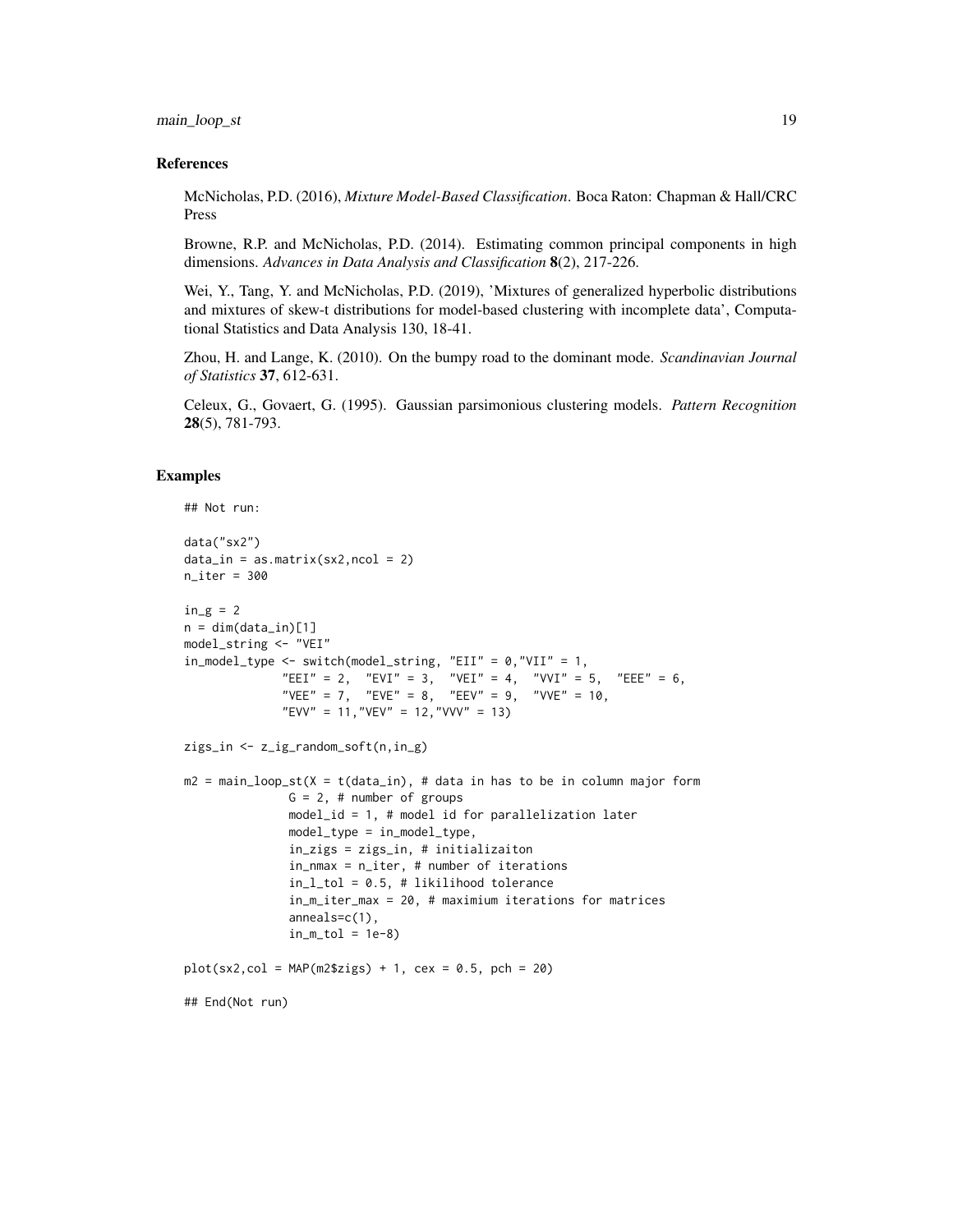## References

McNicholas, P.D. (2016), *Mixture Model-Based Classification*. Boca Raton: Chapman & Hall/CRC Press

Browne, R.P. and McNicholas, P.D. (2014). Estimating common principal components in high dimensions. *Advances in Data Analysis and Classification* **8**(2), 217-226.

Wei, Y., Tang, Y. and McNicholas, P.D. (2019), 'Mixtures of generalized hyperbolic distributions and mixtures of skew-t distributions for model-based clustering with incomplete data', Computational Statistics and Data Analysis 130, 18-41.

Zhou, H. and Lange, K. (2010). On the bumpy road to the dominant mode. *Scandinavian Journal of Statistics* **37**, 612-631.

Celeux, G., Govaert, G. (1995). Gaussian parsimonious clustering models. *Pattern Recognition* **28**(5), 781-793.

## Examples

```
## Not run:

data("sx2")
data_in = as.matrix(sx2,ncol = 2)
n_iter = 300

in_g = 2
n = dim(data_in)[1]
model_string <- "VEI"
in_model_type <- switch(model_string, "EII" = 0,"VII" = 1,
              "EEI" = 2,  "EVI" = 3,  "VEI" = 4,  "VVI" = 5,  "EEE" = 6,
              "VEE" = 7,  "EVE" = 8,  "EEV" = 9,  "VVE" = 10,
              "EVV" = 11,"VEV" = 12,"VVV" = 13)

zigs_in <- z_ig_random_soft(n,in_g)

m2 = main_loop_st(X = t(data_in), # data in has to be in column major form
               G = 2, # number of groups
               model_id = 1, # model id for parallelization later
               model_type = in_model_type,
               in_zigs = zigs_in, # initializaiton
               in_nmax = n_iter, # number of iterations
               in_l_tol = 0.5, # likilihood tolerance
               in_m_iter_max = 20, # maximium iterations for matrices
               anneals=c(1),
               in_m_tol = 1e-8)

plot(sx2,col = MAP(m2$zigs) + 1, cex = 0.5, pch = 20)

## End(Not run)
```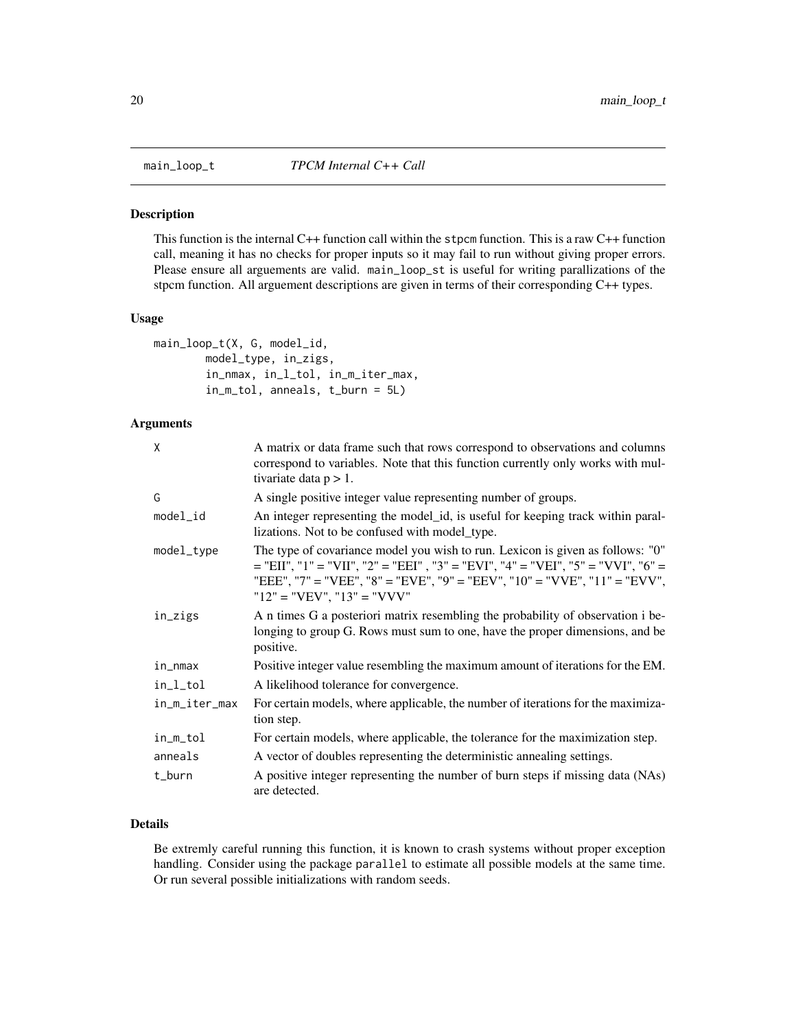# main_loop_t *TPCM Internal C++ Call*

## Description

This function is the internal C++ function call within the stpcm function. This is a raw C++ function call, meaning it has no checks for proper inputs so it may fail to run without giving proper errors. Please ensure all arguements are valid. main_loop_st is useful for writing parallizations of the stpcm function. All arguement descriptions are given in terms of their corresponding C++ types.

## Usage

```
main_loop_t(X, G, model_id,
        model_type, in_zigs,
        in_nmax, in_l_tol, in_m_iter_max,
        in_m_tol, anneals, t_burn = 5L)
```

## Arguments

| | |
|---|---|
| X | A matrix or data frame such that rows correspond to observations and columns correspond to variables. Note that this function currently only works with multivariate data p > 1. |
| G | A single positive integer value representing number of groups. |
| model_id | An integer representing the model_id, is useful for keeping track within parallizations. Not to be confused with model_type. |
| model_type | The type of covariance model you wish to run. Lexicon is given as follows: "0" = "EII", "1" = "VII", "2" = "EEI" , "3" = "EVI", "4" = "VEI", "5" = "VVI", "6" = "EEE", "7" = "VEE", "8" = "EVE", "9" = "EEV", "10" = "VVE", "11" = "EVV", "12" = "VEV", "13" = "VVV" |
| in_zigs | A n times G a posteriori matrix resembling the probability of observation i belonging to group G. Rows must sum to one, have the proper dimensions, and be positive. |
| in_nmax | Positive integer value resembling the maximum amount of iterations for the EM. |
| in_l_tol | A likelihood tolerance for convergence. |
| in_m_iter_max | For certain models, where applicable, the number of iterations for the maximization step. |
| in_m_tol | For certain models, where applicable, the tolerance for the maximization step. |
| anneals | A vector of doubles representing the deterministic annealing settings. |
| t_burn | A positive integer representing the number of burn steps if missing data (NAs) are detected. |

## Details

Be extremly careful running this function, it is known to crash systems without proper exception handling. Consider using the package parallel to estimate all possible models at the same time. Or run several possible initializations with random seeds.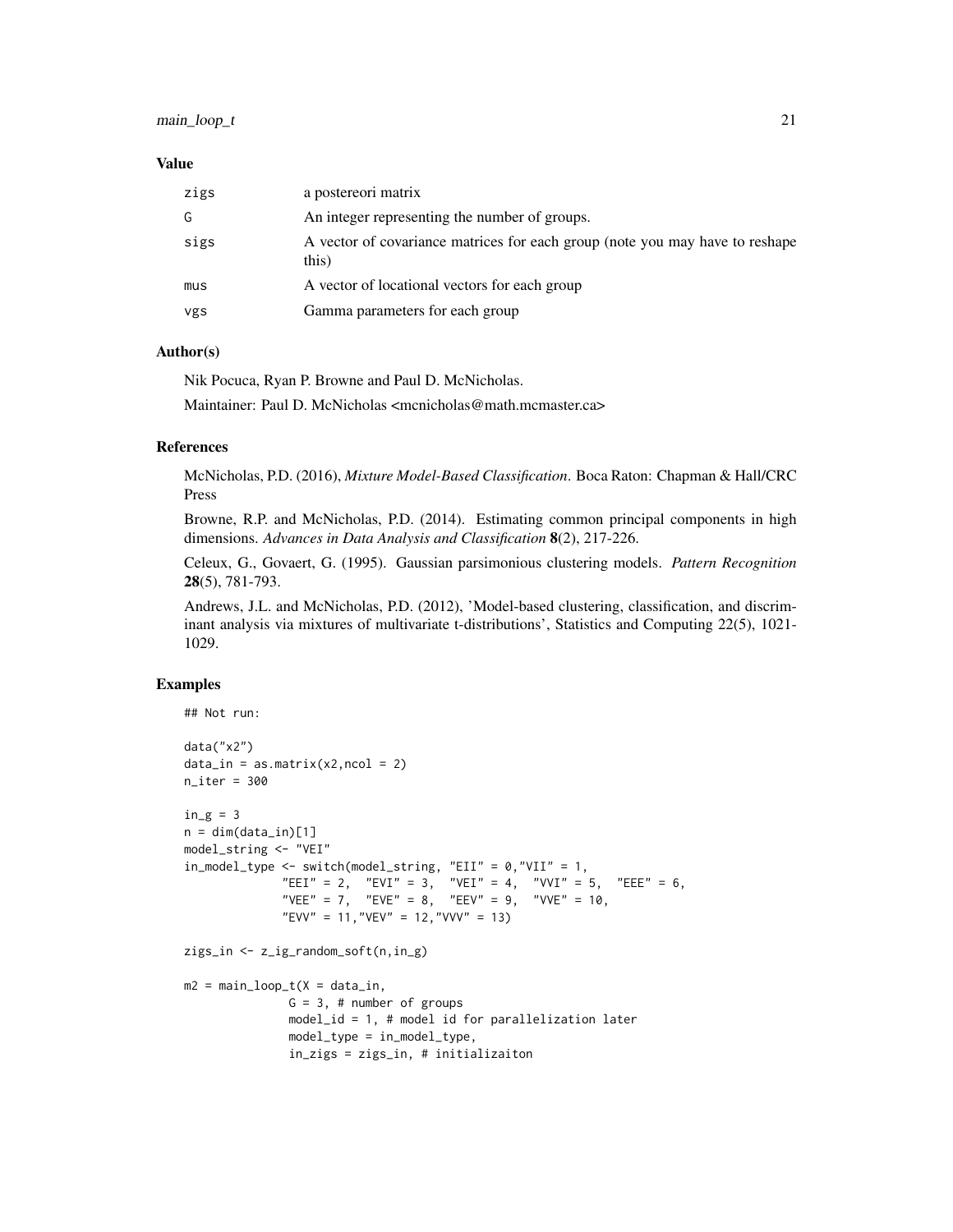### Value

| | |
|---|---|
| zigs | a postereori matrix |
| G | An integer representing the number of groups. |
| sigs | A vector of covariance matrices for each group (note you may have to reshape this) |
| mus | A vector of locational vectors for each group |
| vgs | Gamma parameters for each group |

### Author(s)

Nik Pocuca, Ryan P. Browne and Paul D. McNicholas.

Maintainer: Paul D. McNicholas <mcnicholas@math.mcmaster.ca>

### References

McNicholas, P.D. (2016), *Mixture Model-Based Classification*. Boca Raton: Chapman & Hall/CRC Press

Browne, R.P. and McNicholas, P.D. (2014). Estimating common principal components in high dimensions. *Advances in Data Analysis and Classification* **8**(2), 217-226.

Celeux, G., Govaert, G. (1995). Gaussian parsimonious clustering models. *Pattern Recognition* **28**(5), 781-793.

Andrews, J.L. and McNicholas, P.D. (2012), 'Model-based clustering, classification, and discriminant analysis via mixtures of multivariate t-distributions', Statistics and Computing 22(5), 1021-1029.

### Examples

```
## Not run:

data("x2")
data_in = as.matrix(x2,ncol = 2)
n_iter = 300

in_g = 3
n = dim(data_in)[1]
model_string <- "VEI"
in_model_type <- switch(model_string, "EII" = 0,"VII" = 1,
              "EEI" = 2,  "EVI" = 3,  "VEI" = 4,  "VVI" = 5,  "EEE" = 6,
              "VEE" = 7,  "EVE" = 8,  "EEV" = 9,  "VVE" = 10,
              "EVV" = 11,"VEV" = 12,"VVV" = 13)

zigs_in <- z_ig_random_soft(n,in_g)

m2 = main_loop_t(X = data_in,
               G = 3, # number of groups
               model_id = 1, # model id for parallelization later
               model_type = in_model_type,
               in_zigs = zigs_in, # initializaiton
```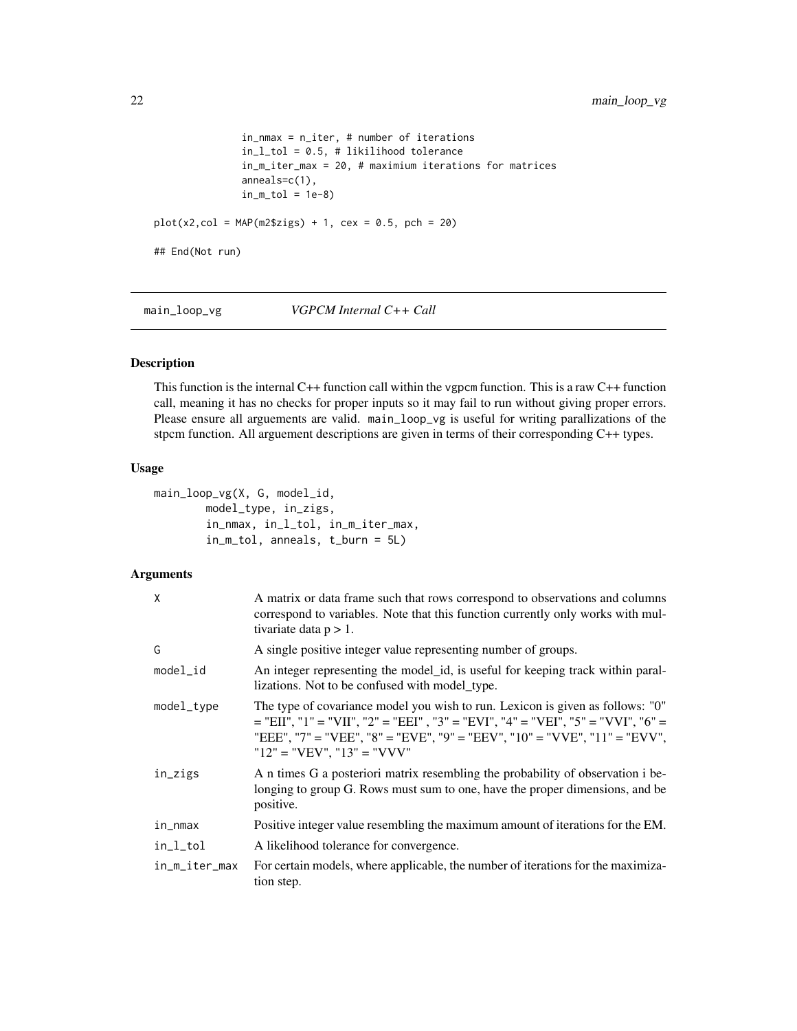```
            in_nmax = n_iter, # number of iterations
            in_l_tol = 0.5, # likilihood tolerance
            in_m_iter_max = 20, # maximium iterations for matrices
            anneals=c(1),
            in_m_tol = 1e-8)

plot(x2,col = MAP(m2$zigs) + 1, cex = 0.5, pch = 20)

## End(Not run)
```

## main_loop_vg — *VGPCM Internal C++ Call*

### Description

This function is the internal C++ function call within the vgpcm function. This is a raw C++ function call, meaning it has no checks for proper inputs so it may fail to run without giving proper errors. Please ensure all arguements are valid. `main_loop_vg` is useful for writing parallizations of the stpcm function. All arguement descriptions are given in terms of their corresponding C++ types.

### Usage

```
main_loop_vg(X, G, model_id,
        model_type, in_zigs,
        in_nmax, in_l_tol, in_m_iter_max,
        in_m_tol, anneals, t_burn = 5L)
```

### Arguments

| | |
|---|---|
| X | A matrix or data frame such that rows correspond to observations and columns correspond to variables. Note that this function currently only works with multivariate data p > 1. |
| G | A single positive integer value representing number of groups. |
| model_id | An integer representing the model_id, is useful for keeping track within parallizations. Not to be confused with model_type. |
| model_type | The type of covariance model you wish to run. Lexicon is given as follows: "0" = "EII", "1" = "VII", "2" = "EEI" , "3" = "EVI", "4" = "VEI", "5" = "VVI", "6" = "EEE", "7" = "VEE", "8" = "EVE", "9" = "EEV", "10" = "VVE", "11" = "EVV", "12" = "VEV", "13" = "VVV" |
| in_zigs | A n times G a posteriori matrix resembling the probability of observation i belonging to group G. Rows must sum to one, have the proper dimensions, and be positive. |
| in_nmax | Positive integer value resembling the maximum amount of iterations for the EM. |
| in_l_tol | A likelihood tolerance for convergence. |
| in_m_iter_max | For certain models, where applicable, the number of iterations for the maximization step. |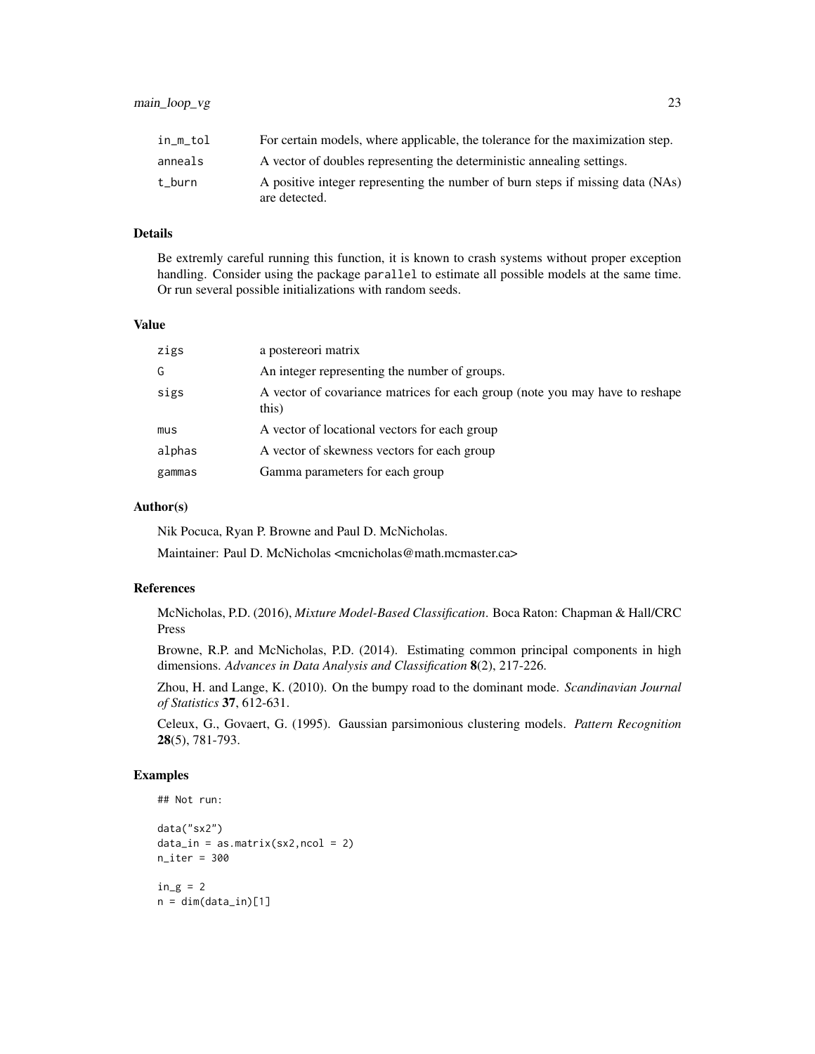| | |
|---|---|
| in_m_tol | For certain models, where applicable, the tolerance for the maximization step. |
| anneals | A vector of doubles representing the deterministic annealing settings. |
| t_burn | A positive integer representing the number of burn steps if missing data (NAs) are detected. |

## Details

Be extremly careful running this function, it is known to crash systems without proper exception handling. Consider using the package parallel to estimate all possible models at the same time. Or run several possible initializations with random seeds.

## Value

| | |
|---|---|
| zigs | a postereori matrix |
| G | An integer representing the number of groups. |
| sigs | A vector of covariance matrices for each group (note you may have to reshape this) |
| mus | A vector of locational vectors for each group |
| alphas | A vector of skewness vectors for each group |
| gammas | Gamma parameters for each group |

## Author(s)

Nik Pocuca, Ryan P. Browne and Paul D. McNicholas.

Maintainer: Paul D. McNicholas <mcnicholas@math.mcmaster.ca>

## References

McNicholas, P.D. (2016), *Mixture Model-Based Classification*. Boca Raton: Chapman & Hall/CRC Press

Browne, R.P. and McNicholas, P.D. (2014). Estimating common principal components in high dimensions. *Advances in Data Analysis and Classification* **8**(2), 217-226.

Zhou, H. and Lange, K. (2010). On the bumpy road to the dominant mode. *Scandinavian Journal of Statistics* **37**, 612-631.

Celeux, G., Govaert, G. (1995). Gaussian parsimonious clustering models. *Pattern Recognition* **28**(5), 781-793.

## Examples

```
## Not run:

data("sx2")
data_in = as.matrix(sx2,ncol = 2)
n_iter = 300

in_g = 2
n = dim(data_in)[1]
```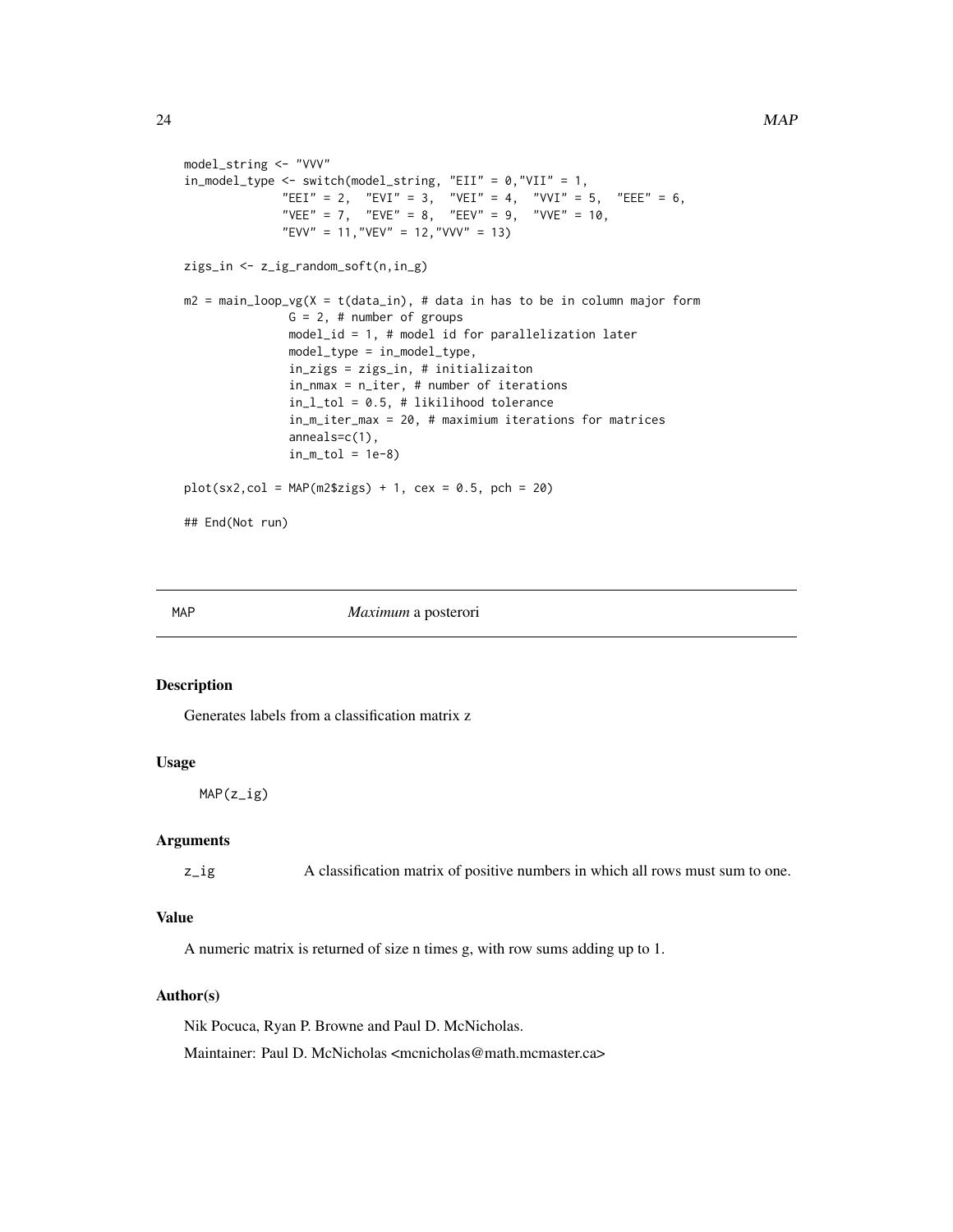```
model_string <- "VVV"
in_model_type <- switch(model_string, "EII" = 0,"VII" = 1,
              "EEI" = 2,  "EVI" = 3,  "VEI" = 4,  "VVI" = 5,  "EEE" = 6,
              "VEE" = 7,  "EVE" = 8,  "EEV" = 9,  "VVE" = 10,
              "EVV" = 11,"VEV" = 12,"VVV" = 13)

zigs_in <- z_ig_random_soft(n,in_g)

m2 = main_loop_vg(X = t(data_in), # data in has to be in column major form
               G = 2, # number of groups
               model_id = 1, # model id for parallelization later
               model_type = in_model_type,
               in_zigs = zigs_in, # initializaiton
               in_nmax = n_iter, # number of iterations
               in_l_tol = 0.5, # likilihood tolerance
               in_m_iter_max = 20, # maximium iterations for matrices
               anneals=c(1),
               in_m_tol = 1e-8)

plot(sx2,col = MAP(m2$zigs) + 1, cex = 0.5, pch = 20)

## End(Not run)
```

---

## MAP — *Maximum* a posterori

### Description

Generates labels from a classification matrix z

### Usage

```
MAP(z_ig)
```

### Arguments

| | |
|---|---|
| z_ig | A classification matrix of positive numbers in which all rows must sum to one. |

### Value

A numeric matrix is returned of size n times g, with row sums adding up to 1.

### Author(s)

Nik Pocuca, Ryan P. Browne and Paul D. McNicholas.

Maintainer: Paul D. McNicholas <mcnicholas@math.mcmaster.ca>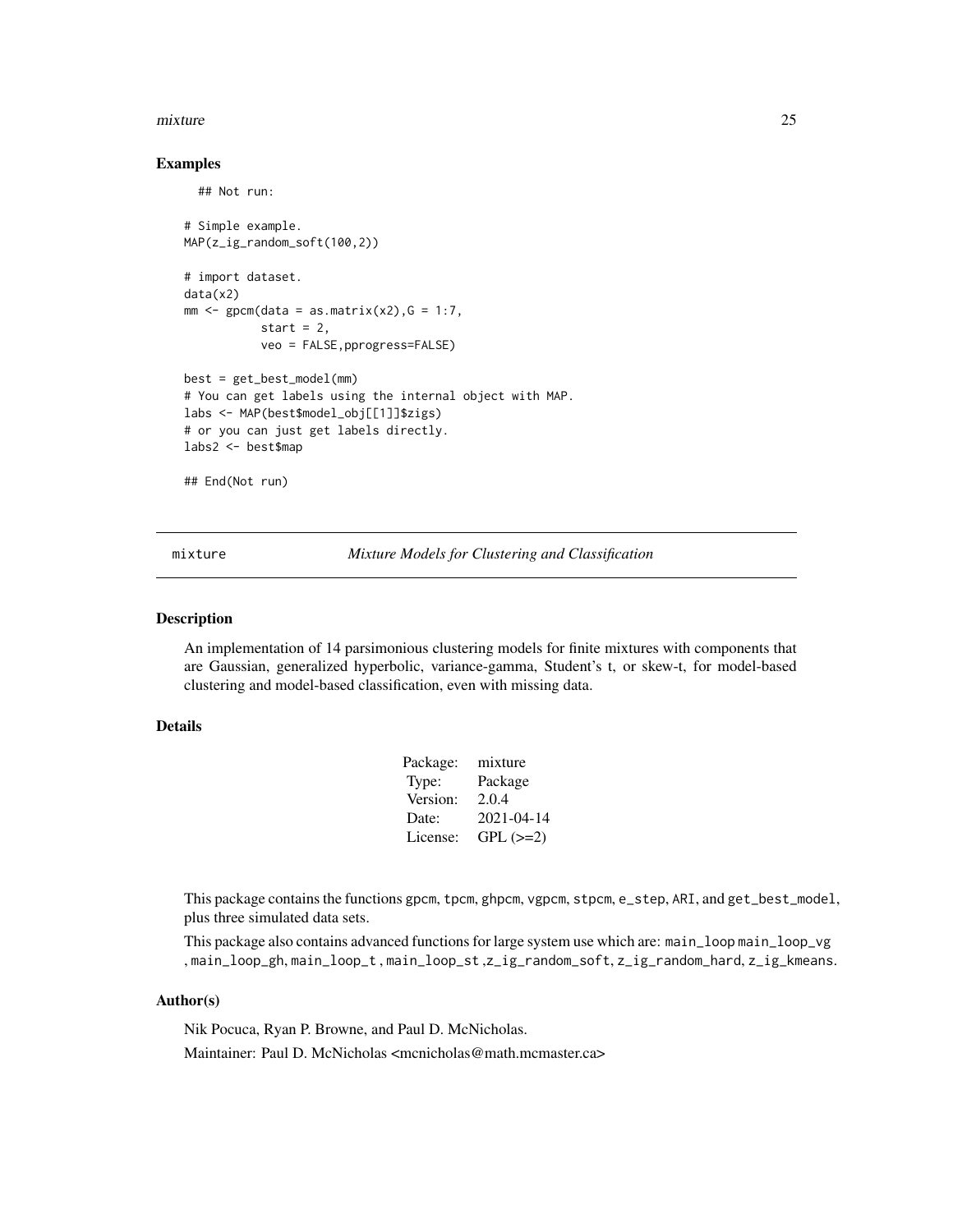### Examples

```
## Not run:

# Simple example.
MAP(z_ig_random_soft(100,2))

# import dataset.
data(x2)
mm <- gpcm(data = as.matrix(x2),G = 1:7,
           start = 2,
           veo = FALSE,pprogress=FALSE)

best = get_best_model(mm)
# You can get labels using the internal object with MAP.
labs <- MAP(best$model_obj[[1]]$zigs)
# or you can just get labels directly.
labs2 <- best$map

## End(Not run)
```

---

## mixture — *Mixture Models for Clustering and Classification*

### Description

An implementation of 14 parsimonious clustering models for finite mixtures with components that are Gaussian, generalized hyperbolic, variance-gamma, Student's t, or skew-t, for model-based clustering and model-based classification, even with missing data.

### Details

| | |
|---|---|
| Package: | mixture |
| Type: | Package |
| Version: | 2.0.4 |
| Date: | 2021-04-14 |
| License: | GPL (>=2) |

This package contains the functions `gpcm`, `tpcm`, `ghpcm`, `vgpcm`, `stpcm`, `e_step`, `ARI`, and `get_best_model`, plus three simulated data sets.

This package also contains advanced functions for large system use which are: `main_loop` `main_loop_vg` , `main_loop_gh`, `main_loop_t` , `main_loop_st` ,`z_ig_random_soft`, `z_ig_random_hard`, `z_ig_kmeans`.

### Author(s)

Nik Pocuca, Ryan P. Browne, and Paul D. McNicholas.

Maintainer: Paul D. McNicholas <mcnicholas@math.mcmaster.ca>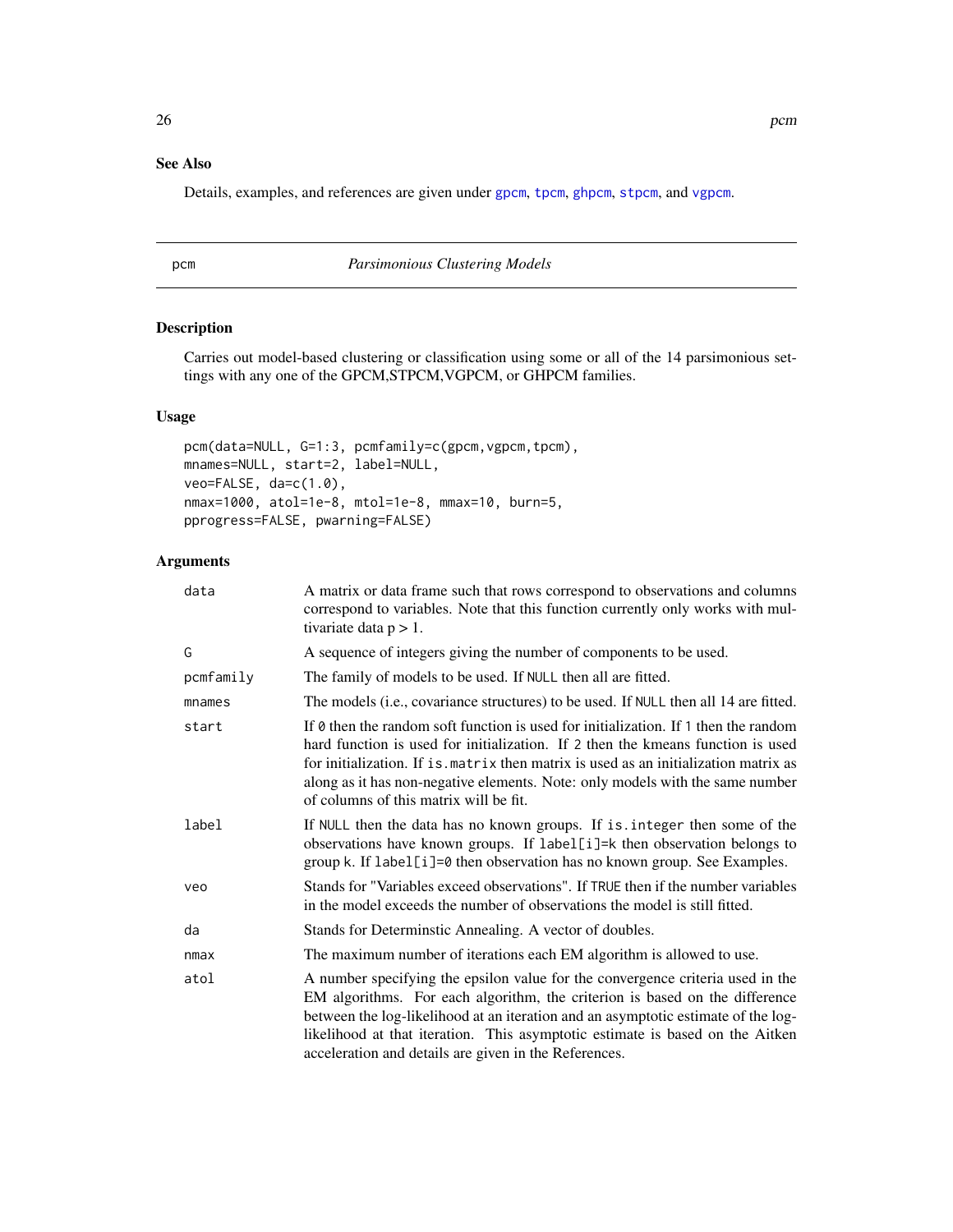## See Also

Details, examples, and references are given under gpcm, tpcm, ghpcm, stpcm, and vgpcm.

---

# pcm — *Parsimonious Clustering Models*

## Description

Carries out model-based clustering or classification using some or all of the 14 parsimonious settings with any one of the GPCM,STPCM,VGPCM, or GHPCM families.

## Usage

```
pcm(data=NULL, G=1:3, pcmfamily=c(gpcm,vgpcm,tpcm),
mnames=NULL, start=2, label=NULL,
veo=FALSE, da=c(1.0),
nmax=1000, atol=1e-8, mtol=1e-8, mmax=10, burn=5,
pprogress=FALSE, pwarning=FALSE)
```

## Arguments

| | |
|---|---|
| `data` | A matrix or data frame such that rows correspond to observations and columns correspond to variables. Note that this function currently only works with multivariate data p > 1. |
| `G` | A sequence of integers giving the number of components to be used. |
| `pcmfamily` | The family of models to be used. If `NULL` then all are fitted. |
| `mnames` | The models (i.e., covariance structures) to be used. If `NULL` then all 14 are fitted. |
| `start` | If `0` then the random soft function is used for initialization. If `1` then the random hard function is used for initialization. If `2` then the kmeans function is used for initialization. If `is.matrix` then matrix is used as an initialization matrix as along as it has non-negative elements. Note: only models with the same number of columns of this matrix will be fit. |
| `label` | If `NULL` then the data has no known groups. If `is.integer` then some of the observations have known groups. If `label[i]=k` then observation belongs to group `k`. If `label[i]=0` then observation has no known group. See Examples. |
| `veo` | Stands for "Variables exceed observations". If `TRUE` then if the number variables in the model exceeds the number of observations the model is still fitted. |
| `da` | Stands for Determinstic Annealing. A vector of doubles. |
| `nmax` | The maximum number of iterations each EM algorithm is allowed to use. |
| `atol` | A number specifying the epsilon value for the convergence criteria used in the EM algorithms. For each algorithm, the criterion is based on the difference between the log-likelihood at an iteration and an asymptotic estimate of the log-likelihood at that iteration. This asymptotic estimate is based on the Aitken acceleration and details are given in the References. |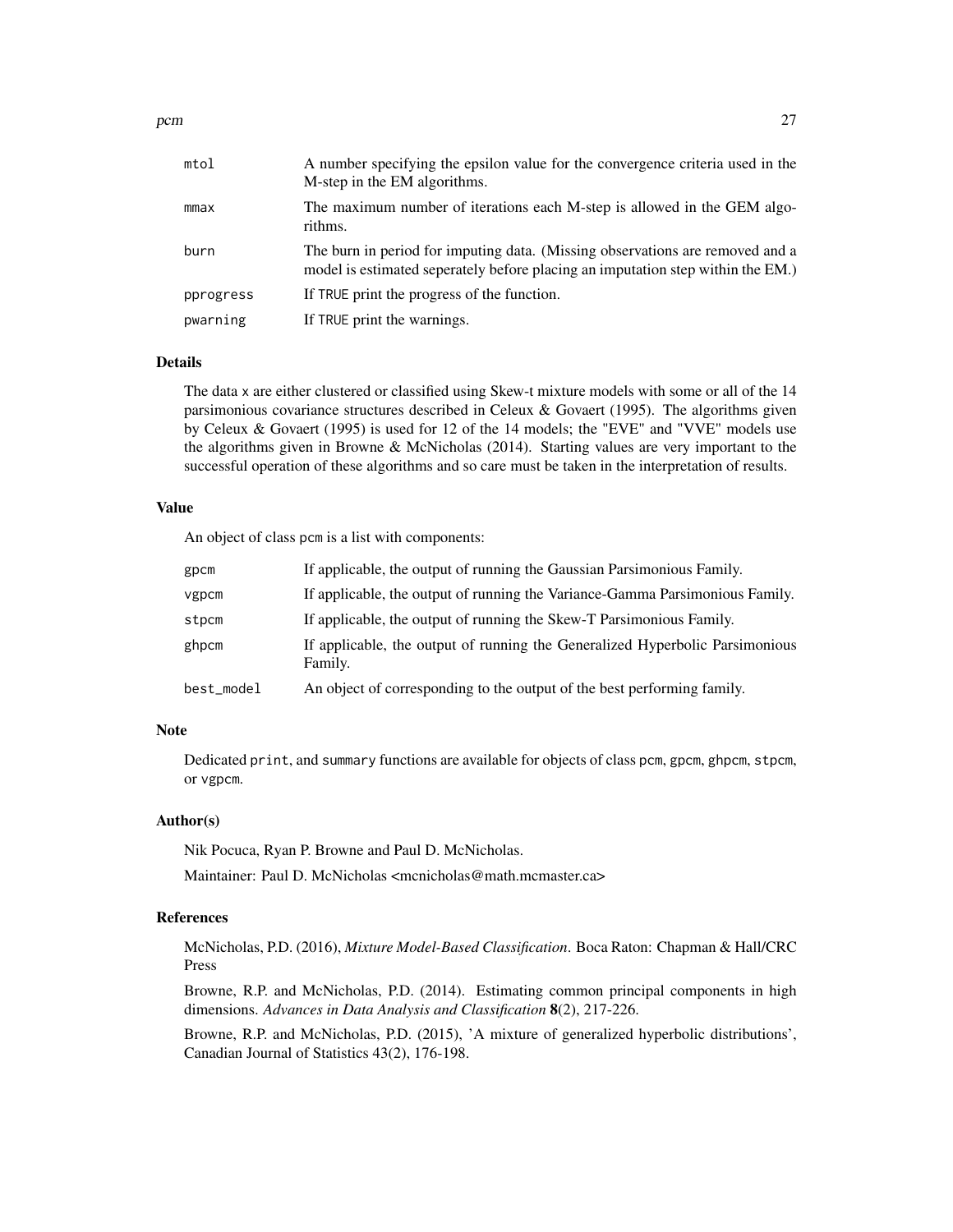| | |
|---|---|
| `mtol` | A number specifying the epsilon value for the convergence criteria used in the M-step in the EM algorithms. |
| `mmax` | The maximum number of iterations each M-step is allowed in the GEM algorithms. |
| `burn` | The burn in period for imputing data. (Missing observations are removed and a model is estimated seperately before placing an imputation step within the EM.) |
| `pprogress` | If `TRUE` print the progress of the function. |
| `pwarning` | If `TRUE` print the warnings. |

### Details

The data `x` are either clustered or classified using Skew-t mixture models with some or all of the 14 parsimonious covariance structures described in Celeux & Govaert (1995). The algorithms given by Celeux & Govaert (1995) is used for 12 of the 14 models; the "EVE" and "VVE" models use the algorithms given in Browne & McNicholas (2014). Starting values are very important to the successful operation of these algorithms and so care must be taken in the interpretation of results.

### Value

An object of class `pcm` is a list with components:

| | |
|---|---|
| `gpcm` | If applicable, the output of running the Gaussian Parsimonious Family. |
| `vgpcm` | If applicable, the output of running the Variance-Gamma Parsimonious Family. |
| `stpcm` | If applicable, the output of running the Skew-T Parsimonious Family. |
| `ghpcm` | If applicable, the output of running the Generalized Hyperbolic Parsimonious Family. |
| `best_model` | An object of corresponding to the output of the best performing family. |

### Note

Dedicated `print`, and `summary` functions are available for objects of class `pcm`, `gpcm`, `ghpcm`, `stpcm`, or `vgpcm`.

### Author(s)

Nik Pocuca, Ryan P. Browne and Paul D. McNicholas.

Maintainer: Paul D. McNicholas <mcnicholas@math.mcmaster.ca>

### References

McNicholas, P.D. (2016), *Mixture Model-Based Classification*. Boca Raton: Chapman & Hall/CRC Press

Browne, R.P. and McNicholas, P.D. (2014). Estimating common principal components in high dimensions. *Advances in Data Analysis and Classification* **8**(2), 217-226.

Browne, R.P. and McNicholas, P.D. (2015), 'A mixture of generalized hyperbolic distributions', Canadian Journal of Statistics 43(2), 176-198.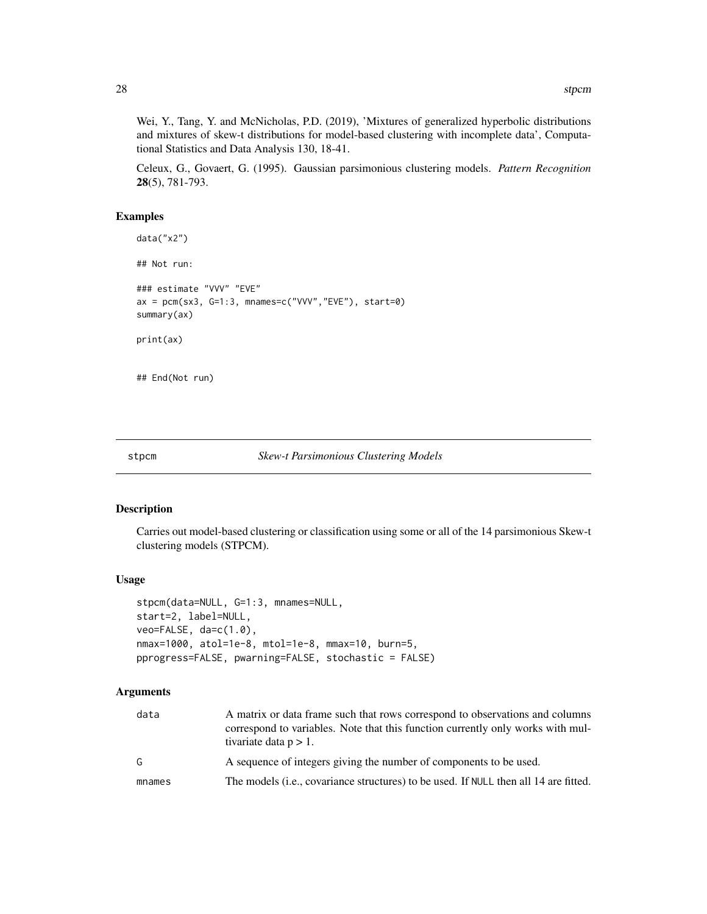Wei, Y., Tang, Y. and McNicholas, P.D. (2019), 'Mixtures of generalized hyperbolic distributions and mixtures of skew-t distributions for model-based clustering with incomplete data', Computational Statistics and Data Analysis 130, 18-41.

Celeux, G., Govaert, G. (1995). Gaussian parsimonious clustering models. *Pattern Recognition* **28**(5), 781-793.

## Examples

```
data("x2")

## Not run:

### estimate "VVV" "EVE"
ax = pcm(sx3, G=1:3, mnames=c("VVV","EVE"), start=0)
summary(ax)

print(ax)


## End(Not run)
```

---

# stpcm *Skew-t Parsimonious Clustering Models*

## Description

Carries out model-based clustering or classification using some or all of the 14 parsimonious Skew-t clustering models (STPCM).

## Usage

```
stpcm(data=NULL, G=1:3, mnames=NULL,
start=2, label=NULL,
veo=FALSE, da=c(1.0),
nmax=1000, atol=1e-8, mtol=1e-8, mmax=10, burn=5,
pprogress=FALSE, pwarning=FALSE, stochastic = FALSE)
```

## Arguments

| | |
|---|---|
| data | A matrix or data frame such that rows correspond to observations and columns correspond to variables. Note that this function currently only works with multivariate data p > 1. |
| G | A sequence of integers giving the number of components to be used. |
| mnames | The models (i.e., covariance structures) to be used. If NULL then all 14 are fitted. |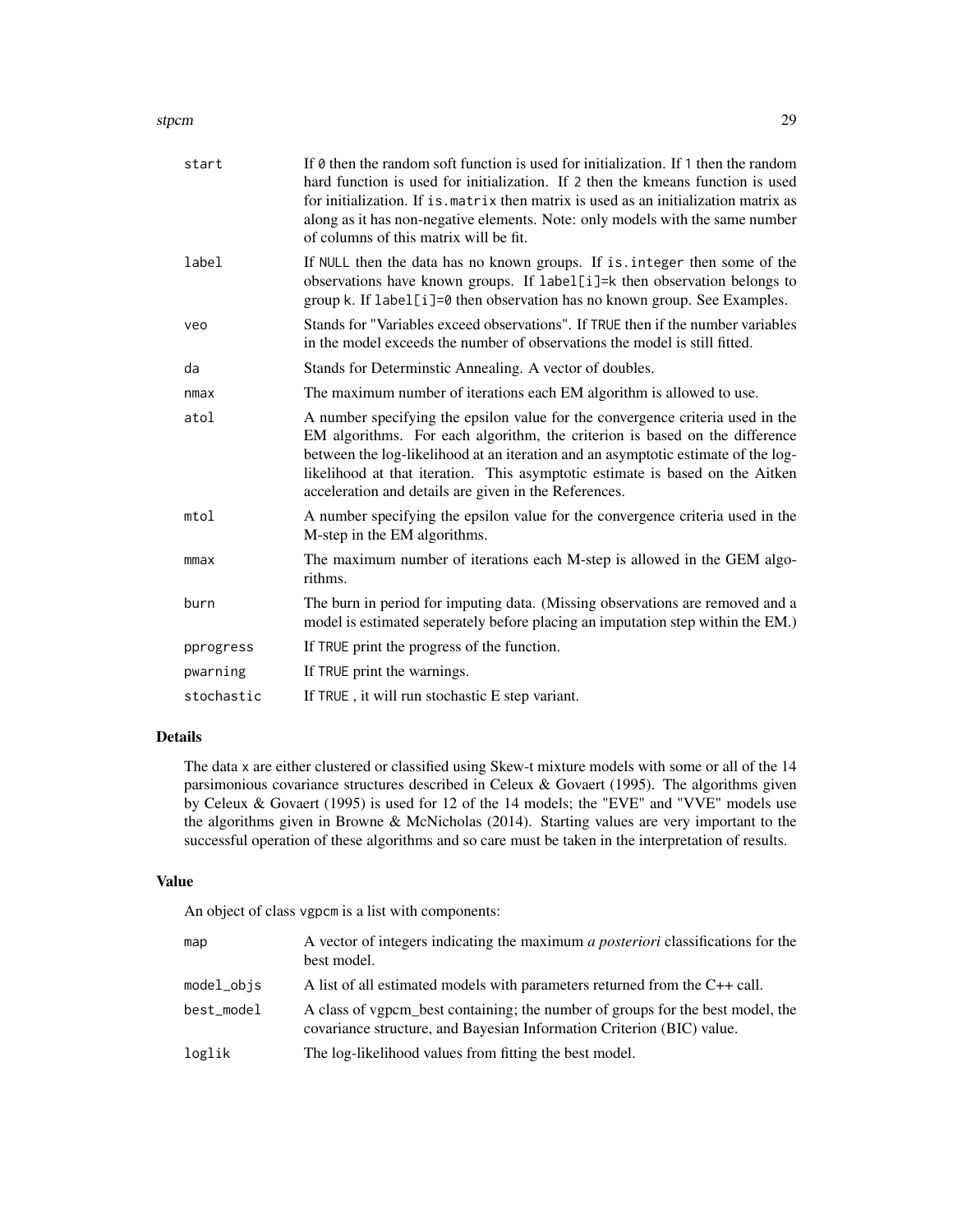| | |
|---|---|
| start | If `0` then the random soft function is used for initialization. If `1` then the random hard function is used for initialization. If `2` then the kmeans function is used for initialization. If `is.matrix` then matrix is used as an initialization matrix as along as it has non-negative elements. Note: only models with the same number of columns of this matrix will be fit. |
| label | If NULL then the data has no known groups. If `is.integer` then some of the observations have known groups. If `label[i]=k` then observation belongs to group k. If `label[i]=0` then observation has no known group. See Examples. |
| veo | Stands for "Variables exceed observations". If TRUE then if the number variables in the model exceeds the number of observations the model is still fitted. |
| da | Stands for Determinstic Annealing. A vector of doubles. |
| nmax | The maximum number of iterations each EM algorithm is allowed to use. |
| atol | A number specifying the epsilon value for the convergence criteria used in the EM algorithms. For each algorithm, the criterion is based on the difference between the log-likelihood at an iteration and an asymptotic estimate of the log-likelihood at that iteration. This asymptotic estimate is based on the Aitken acceleration and details are given in the References. |
| mtol | A number specifying the epsilon value for the convergence criteria used in the M-step in the EM algorithms. |
| mmax | The maximum number of iterations each M-step is allowed in the GEM algorithms. |
| burn | The burn in period for imputing data. (Missing observations are removed and a model is estimated seperately before placing an imputation step within the EM.) |
| pprogress | If TRUE print the progress of the function. |
| pwarning | If TRUE print the warnings. |
| stochastic | If TRUE , it will run stochastic E step variant. |

## Details

The data x are either clustered or classified using Skew-t mixture models with some or all of the 14 parsimonious covariance structures described in Celeux & Govaert (1995). The algorithms given by Celeux & Govaert (1995) is used for 12 of the 14 models; the "EVE" and "VVE" models use the algorithms given in Browne & McNicholas (2014). Starting values are very important to the successful operation of these algorithms and so care must be taken in the interpretation of results.

## Value

An object of class vgpcm is a list with components:

| | |
|---|---|
| map | A vector of integers indicating the maximum *a posteriori* classifications for the best model. |
| model_objs | A list of all estimated models with parameters returned from the C++ call. |
| best_model | A class of vgpcm_best containing; the number of groups for the best model, the covariance structure, and Bayesian Information Criterion (BIC) value. |
| loglik | The log-likelihood values from fitting the best model. |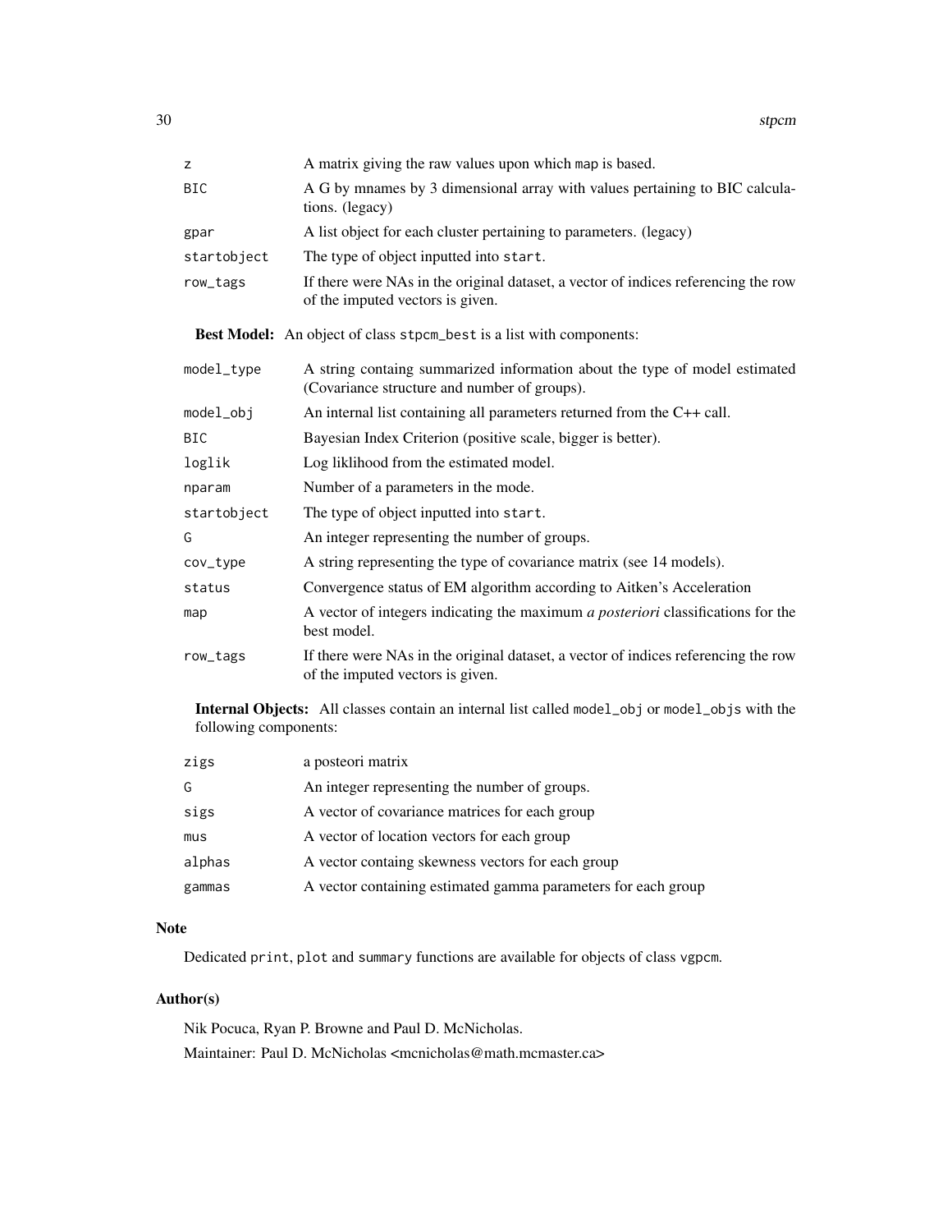| | |
|---|---|
| z | A matrix giving the raw values upon which map is based. |
| BIC | A G by mnames by 3 dimensional array with values pertaining to BIC calculations. (legacy) |
| gpar | A list object for each cluster pertaining to parameters. (legacy) |
| startobject | The type of object inputted into start. |
| row_tags | If there were NAs in the original dataset, a vector of indices referencing the row of the imputed vectors is given. |

**Best Model:** An object of class stpcm_best is a list with components:

| | |
|---|---|
| model_type | A string containg summarized information about the type of model estimated (Covariance structure and number of groups). |
| model_obj | An internal list containing all parameters returned from the C++ call. |
| BIC | Bayesian Index Criterion (positive scale, bigger is better). |
| loglik | Log liklihood from the estimated model. |
| nparam | Number of a parameters in the mode. |
| startobject | The type of object inputted into start. |
| G | An integer representing the number of groups. |
| cov_type | A string representing the type of covariance matrix (see 14 models). |
| status | Convergence status of EM algorithm according to Aitken's Acceleration |
| map | A vector of integers indicating the maximum *a posteriori* classifications for the best model. |
| row_tags | If there were NAs in the original dataset, a vector of indices referencing the row of the imputed vectors is given. |

**Internal Objects:** All classes contain an internal list called model_obj or model_objs with the following components:

| | |
|---|---|
| zigs | a posteori matrix |
| G | An integer representing the number of groups. |
| sigs | A vector of covariance matrices for each group |
| mus | A vector of location vectors for each group |
| alphas | A vector containg skewness vectors for each group |
| gammas | A vector containing estimated gamma parameters for each group |

## Note

Dedicated print, plot and summary functions are available for objects of class vgpcm.

## Author(s)

Nik Pocuca, Ryan P. Browne and Paul D. McNicholas.

Maintainer: Paul D. McNicholas <mcnicholas@math.mcmaster.ca>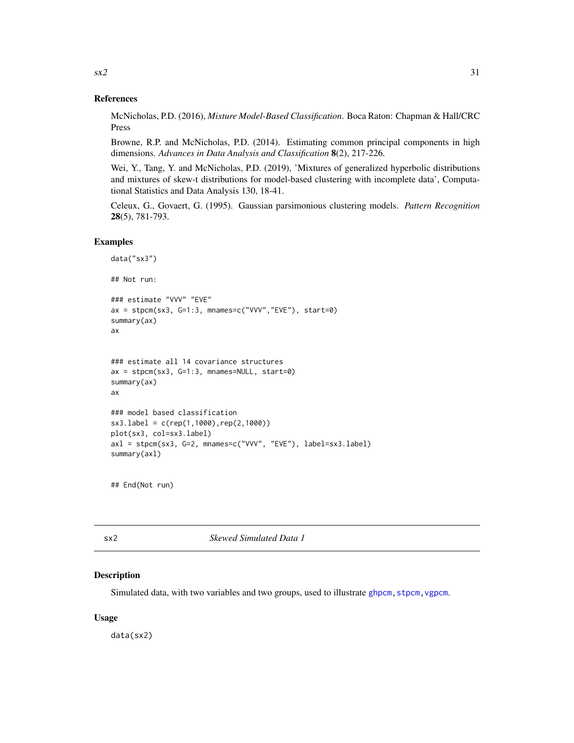### References

McNicholas, P.D. (2016), *Mixture Model-Based Classification*. Boca Raton: Chapman & Hall/CRC Press

Browne, R.P. and McNicholas, P.D. (2014). Estimating common principal components in high dimensions. *Advances in Data Analysis and Classification* **8**(2), 217-226.

Wei, Y., Tang, Y. and McNicholas, P.D. (2019), 'Mixtures of generalized hyperbolic distributions and mixtures of skew-t distributions for model-based clustering with incomplete data', Computational Statistics and Data Analysis 130, 18-41.

Celeux, G., Govaert, G. (1995). Gaussian parsimonious clustering models. *Pattern Recognition* **28**(5), 781-793.

### Examples

```
data("sx3")

## Not run:

### estimate "VVV" "EVE"
ax = stpcm(sx3, G=1:3, mnames=c("VVV","EVE"), start=0)
summary(ax)
ax


### estimate all 14 covariance structures
ax = stpcm(sx3, G=1:3, mnames=NULL, start=0)
summary(ax)
ax

### model based classification
sx3.label = c(rep(1,1000),rep(2,1000))
plot(sx3, col=sx3.label)
axl = stpcm(sx3, G=2, mnames=c("VVV", "EVE"), label=sx3.label)
summary(axl)


## End(Not run)
```

## sx2 — *Skewed Simulated Data 1*

### Description

Simulated data, with two variables and two groups, used to illustrate ghpcm, stpcm, vgpcm.

### Usage

```
data(sx2)
```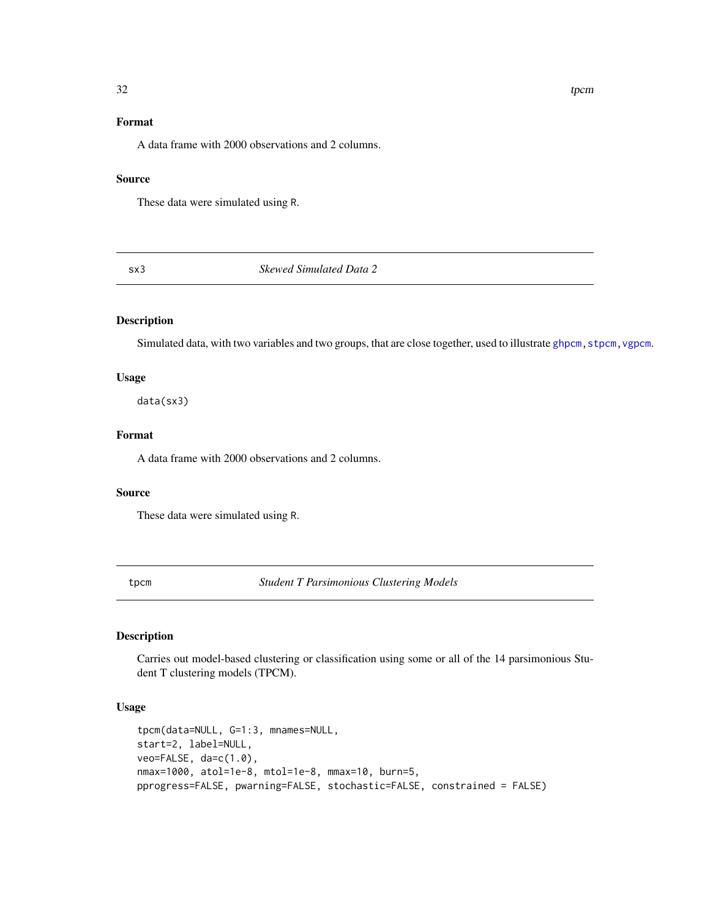### Format

A data frame with 2000 observations and 2 columns.

### Source

These data were simulated using R.

## sx3 *Skewed Simulated Data 2*

### Description

Simulated data, with two variables and two groups, that are close together, used to illustrate ghpcm, stpcm, vgpcm.

### Usage

```
data(sx3)
```

### Format

A data frame with 2000 observations and 2 columns.

### Source

These data were simulated using R.

## tpcm *Student T Parsimonious Clustering Models*

### Description

Carries out model-based clustering or classification using some or all of the 14 parsimonious Student T clustering models (TPCM).

### Usage

```
tpcm(data=NULL, G=1:3, mnames=NULL,
start=2, label=NULL,
veo=FALSE, da=c(1.0),
nmax=1000, atol=1e-8, mtol=1e-8, mmax=10, burn=5,
pprogress=FALSE, pwarning=FALSE, stochastic=FALSE, constrained = FALSE)
```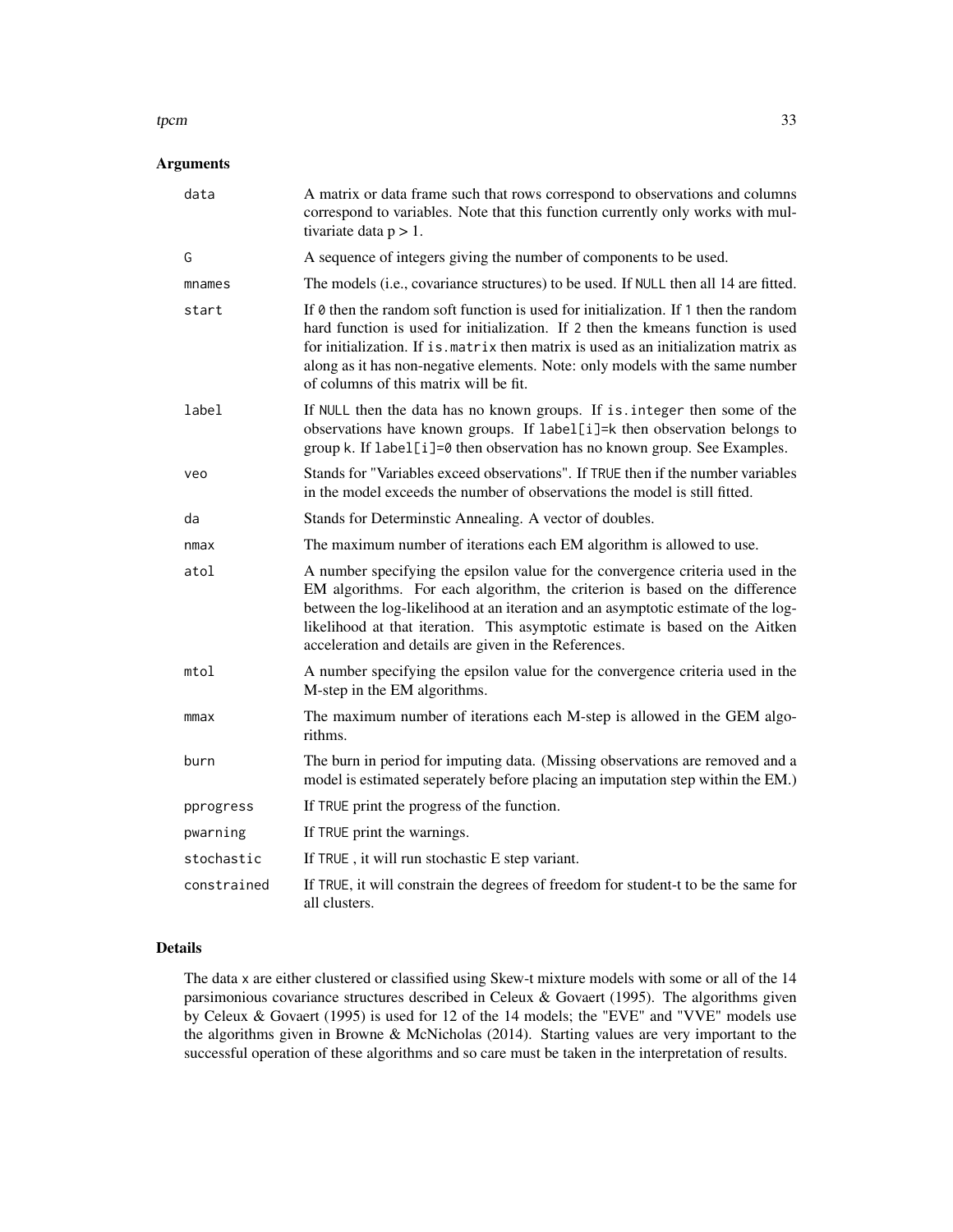## Arguments

| | |
|---|---|
| `data` | A matrix or data frame such that rows correspond to observations and columns correspond to variables. Note that this function currently only works with multivariate data p > 1. |
| `G` | A sequence of integers giving the number of components to be used. |
| `mnames` | The models (i.e., covariance structures) to be used. If `NULL` then all 14 are fitted. |
| `start` | If `0` then the random soft function is used for initialization. If `1` then the random hard function is used for initialization. If `2` then the kmeans function is used for initialization. If `is.matrix` then matrix is used as an initialization matrix as along as it has non-negative elements. Note: only models with the same number of columns of this matrix will be fit. |
| `label` | If `NULL` then the data has no known groups. If `is.integer` then some of the observations have known groups. If `label[i]=k` then observation belongs to group k. If `label[i]=0` then observation has no known group. See Examples. |
| `veo` | Stands for "Variables exceed observations". If `TRUE` then if the number variables in the model exceeds the number of observations the model is still fitted. |
| `da` | Stands for Determinstic Annealing. A vector of doubles. |
| `nmax` | The maximum number of iterations each EM algorithm is allowed to use. |
| `atol` | A number specifying the epsilon value for the convergence criteria used in the EM algorithms. For each algorithm, the criterion is based on the difference between the log-likelihood at an iteration and an asymptotic estimate of the log-likelihood at that iteration. This asymptotic estimate is based on the Aitken acceleration and details are given in the References. |
| `mtol` | A number specifying the epsilon value for the convergence criteria used in the M-step in the EM algorithms. |
| `mmax` | The maximum number of iterations each M-step is allowed in the GEM algorithms. |
| `burn` | The burn in period for imputing data. (Missing observations are removed and a model is estimated seperately before placing an imputation step within the EM.) |
| `pprogress` | If `TRUE` print the progress of the function. |
| `pwarning` | If `TRUE` print the warnings. |
| `stochastic` | If `TRUE` , it will run stochastic E step variant. |
| `constrained` | If `TRUE`, it will constrain the degrees of freedom for student-t to be the same for all clusters. |

## Details

The data `x` are either clustered or classified using Skew-t mixture models with some or all of the 14 parsimonious covariance structures described in Celeux & Govaert (1995). The algorithms given by Celeux & Govaert (1995) is used for 12 of the 14 models; the "EVE" and "VVE" models use the algorithms given in Browne & McNicholas (2014). Starting values are very important to the successful operation of these algorithms and so care must be taken in the interpretation of results.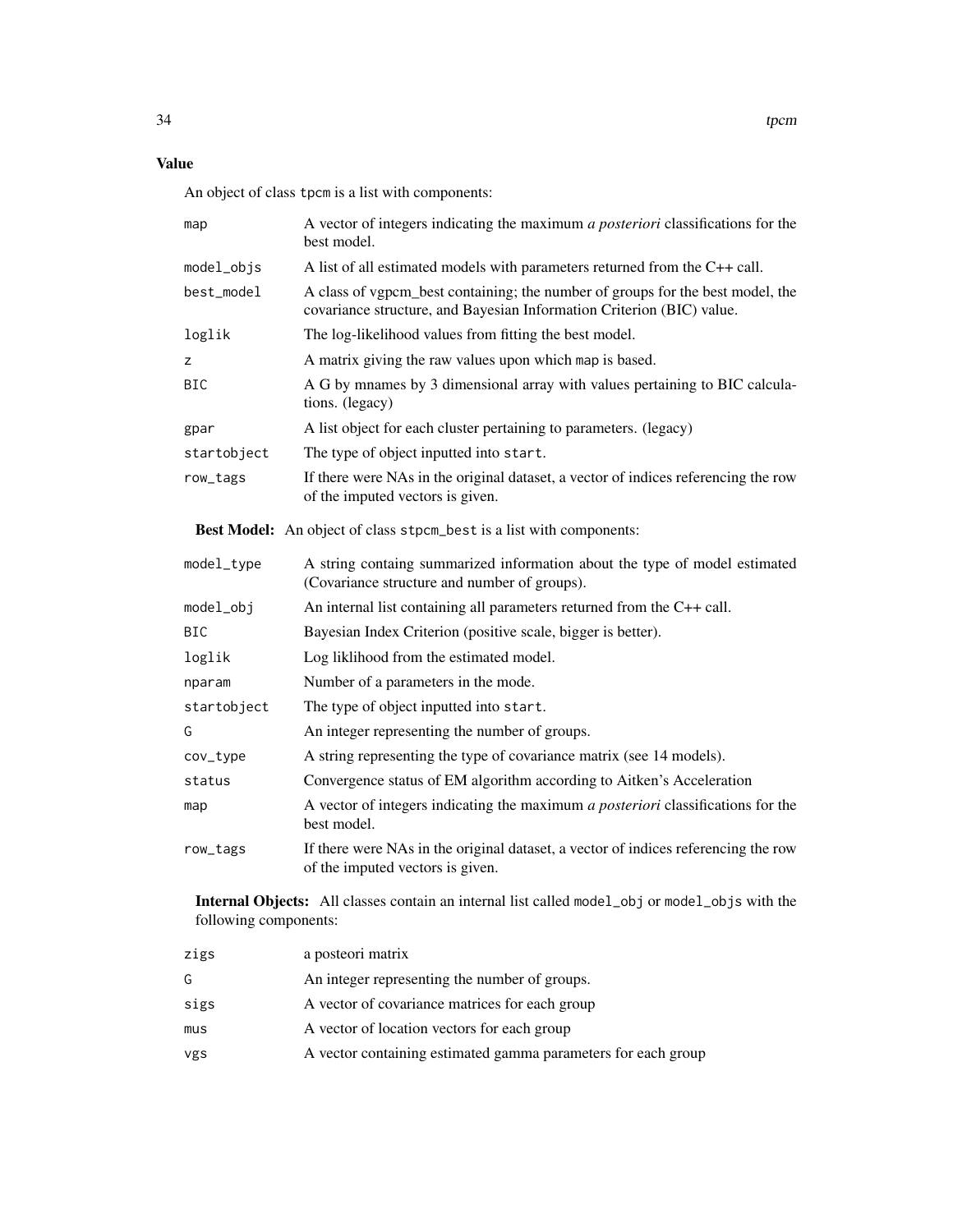### Value

An object of class `tpcm` is a list with components:

| | |
|---|---|
| `map` | A vector of integers indicating the maximum *a posteriori* classifications for the best model. |
| `model_objs` | A list of all estimated models with parameters returned from the C++ call. |
| `best_model` | A class of vgpcm_best containing; the number of groups for the best model, the covariance structure, and Bayesian Information Criterion (BIC) value. |
| `loglik` | The log-likelihood values from fitting the best model. |
| `z` | A matrix giving the raw values upon which `map` is based. |
| `BIC` | A G by mnames by 3 dimensional array with values pertaining to BIC calculations. (legacy) |
| `gpar` | A list object for each cluster pertaining to parameters. (legacy) |
| `startobject` | The type of object inputted into `start`. |
| `row_tags` | If there were NAs in the original dataset, a vector of indices referencing the row of the imputed vectors is given. |

**Best Model:** An object of class `stpcm_best` is a list with components:

| | |
|---|---|
| `model_type` | A string containg summarized information about the type of model estimated (Covariance structure and number of groups). |
| `model_obj` | An internal list containing all parameters returned from the C++ call. |
| `BIC` | Bayesian Index Criterion (positive scale, bigger is better). |
| `loglik` | Log liklihood from the estimated model. |
| `nparam` | Number of a parameters in the mode. |
| `startobject` | The type of object inputted into `start`. |
| `G` | An integer representing the number of groups. |
| `cov_type` | A string representing the type of covariance matrix (see 14 models). |
| `status` | Convergence status of EM algorithm according to Aitken's Acceleration |
| `map` | A vector of integers indicating the maximum *a posteriori* classifications for the best model. |
| `row_tags` | If there were NAs in the original dataset, a vector of indices referencing the row of the imputed vectors is given. |

**Internal Objects:** All classes contain an internal list called `model_obj` or `model_objs` with the following components:

| | |
|---|---|
| `zigs` | a posteori matrix |
| `G` | An integer representing the number of groups. |
| `sigs` | A vector of covariance matrices for each group |
| `mus` | A vector of location vectors for each group |
| `vgs` | A vector containing estimated gamma parameters for each group |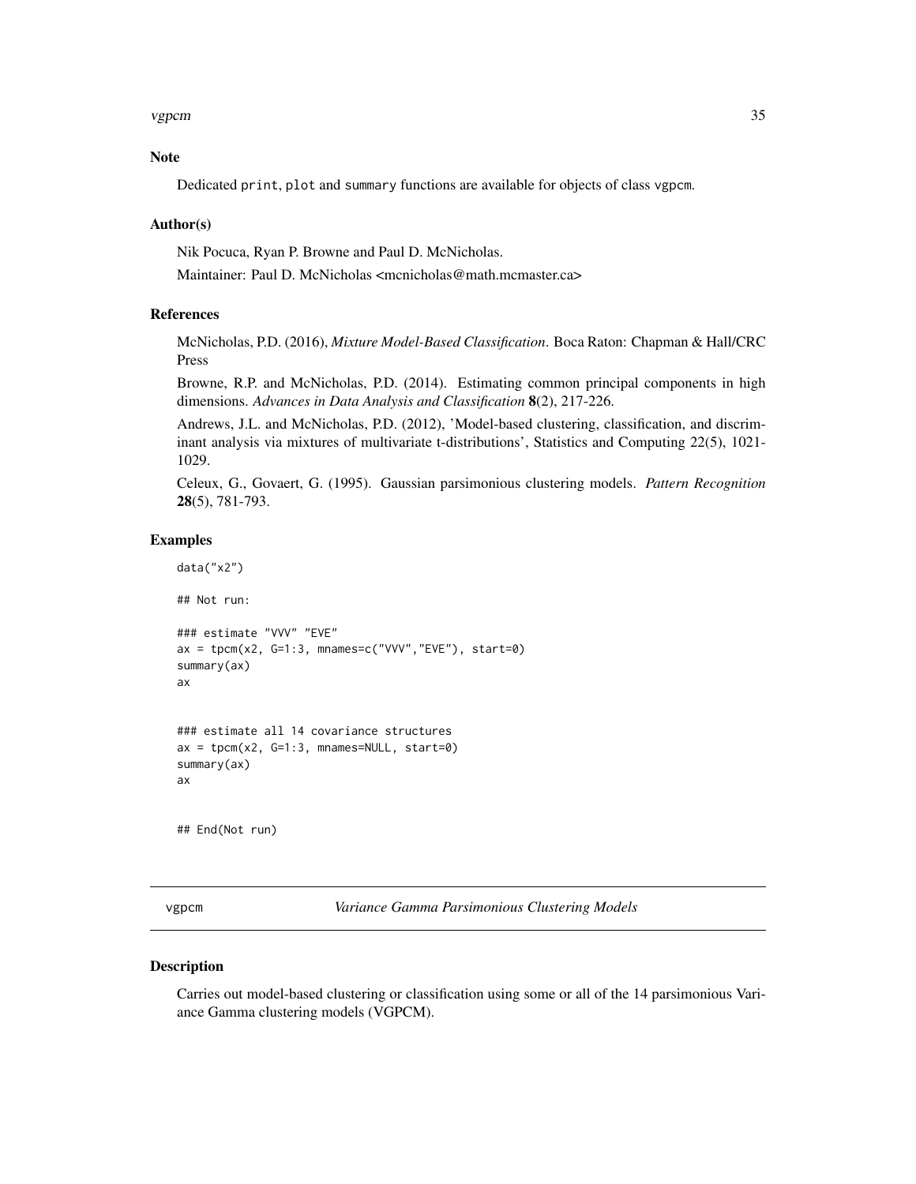## Note

Dedicated print, plot and summary functions are available for objects of class vgpcm.

## Author(s)

Nik Pocuca, Ryan P. Browne and Paul D. McNicholas.

Maintainer: Paul D. McNicholas <mcnicholas@math.mcmaster.ca>

## References

McNicholas, P.D. (2016), *Mixture Model-Based Classification*. Boca Raton: Chapman & Hall/CRC Press

Browne, R.P. and McNicholas, P.D. (2014). Estimating common principal components in high dimensions. *Advances in Data Analysis and Classification* **8**(2), 217-226.

Andrews, J.L. and McNicholas, P.D. (2012), 'Model-based clustering, classification, and discriminant analysis via mixtures of multivariate t-distributions', Statistics and Computing 22(5), 1021-1029.

Celeux, G., Govaert, G. (1995). Gaussian parsimonious clustering models. *Pattern Recognition* **28**(5), 781-793.

## Examples

```
data("x2")

## Not run:

### estimate "VVV" "EVE"
ax = tpcm(x2, G=1:3, mnames=c("VVV","EVE"), start=0)
summary(ax)
ax


### estimate all 14 covariance structures
ax = tpcm(x2, G=1:3, mnames=NULL, start=0)
summary(ax)
ax


## End(Not run)
```

# vgpcm — *Variance Gamma Parsimonious Clustering Models*

## Description

Carries out model-based clustering or classification using some or all of the 14 parsimonious Variance Gamma clustering models (VGPCM).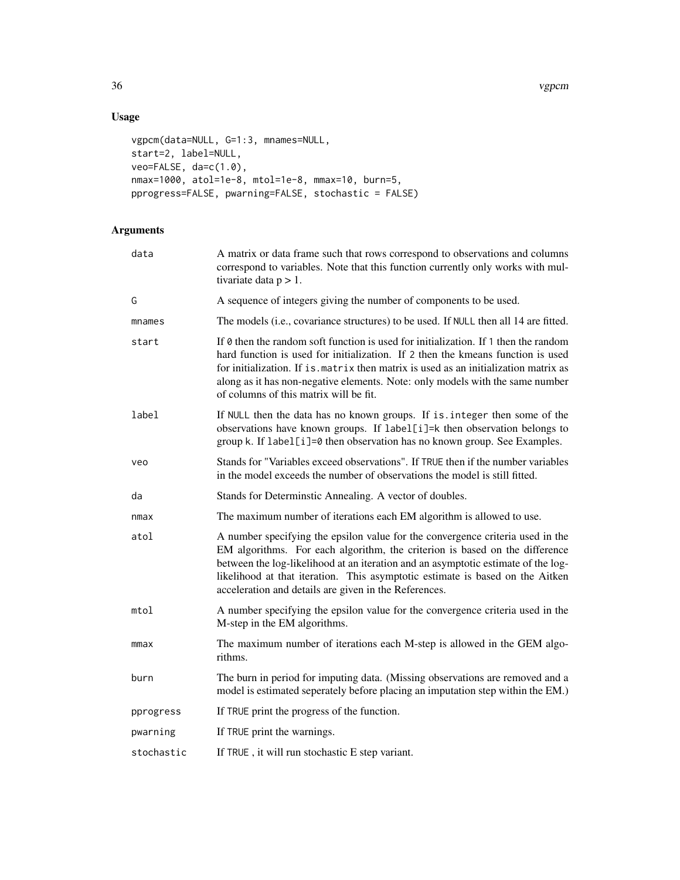## Usage

```
vgpcm(data=NULL, G=1:3, mnames=NULL,
start=2, label=NULL,
veo=FALSE, da=c(1.0),
nmax=1000, atol=1e-8, mtol=1e-8, mmax=10, burn=5,
pprogress=FALSE, pwarning=FALSE, stochastic = FALSE)
```

## Arguments

| | |
|---|---|
| data | A matrix or data frame such that rows correspond to observations and columns correspond to variables. Note that this function currently only works with multivariate data $p > 1$. |
| G | A sequence of integers giving the number of components to be used. |
| mnames | The models (i.e., covariance structures) to be used. If NULL then all 14 are fitted. |
| start | If 0 then the random soft function is used for initialization. If 1 then the random hard function is used for initialization. If 2 then the kmeans function is used for initialization. If is.matrix then matrix is used as an initialization matrix as along as it has non-negative elements. Note: only models with the same number of columns of this matrix will be fit. |
| label | If NULL then the data has no known groups. If is.integer then some of the observations have known groups. If label[i]=k then observation belongs to group k. If label[i]=0 then observation has no known group. See Examples. |
| veo | Stands for "Variables exceed observations". If TRUE then if the number variables in the model exceeds the number of observations the model is still fitted. |
| da | Stands for Determinstic Annealing. A vector of doubles. |
| nmax | The maximum number of iterations each EM algorithm is allowed to use. |
| atol | A number specifying the epsilon value for the convergence criteria used in the EM algorithms. For each algorithm, the criterion is based on the difference between the log-likelihood at an iteration and an asymptotic estimate of the log-likelihood at that iteration. This asymptotic estimate is based on the Aitken acceleration and details are given in the References. |
| mtol | A number specifying the epsilon value for the convergence criteria used in the M-step in the EM algorithms. |
| mmax | The maximum number of iterations each M-step is allowed in the GEM algorithms. |
| burn | The burn in period for imputing data. (Missing observations are removed and a model is estimated seperately before placing an imputation step within the EM.) |
| pprogress | If TRUE print the progress of the function. |
| pwarning | If TRUE print the warnings. |
| stochastic | If TRUE , it will run stochastic E step variant. |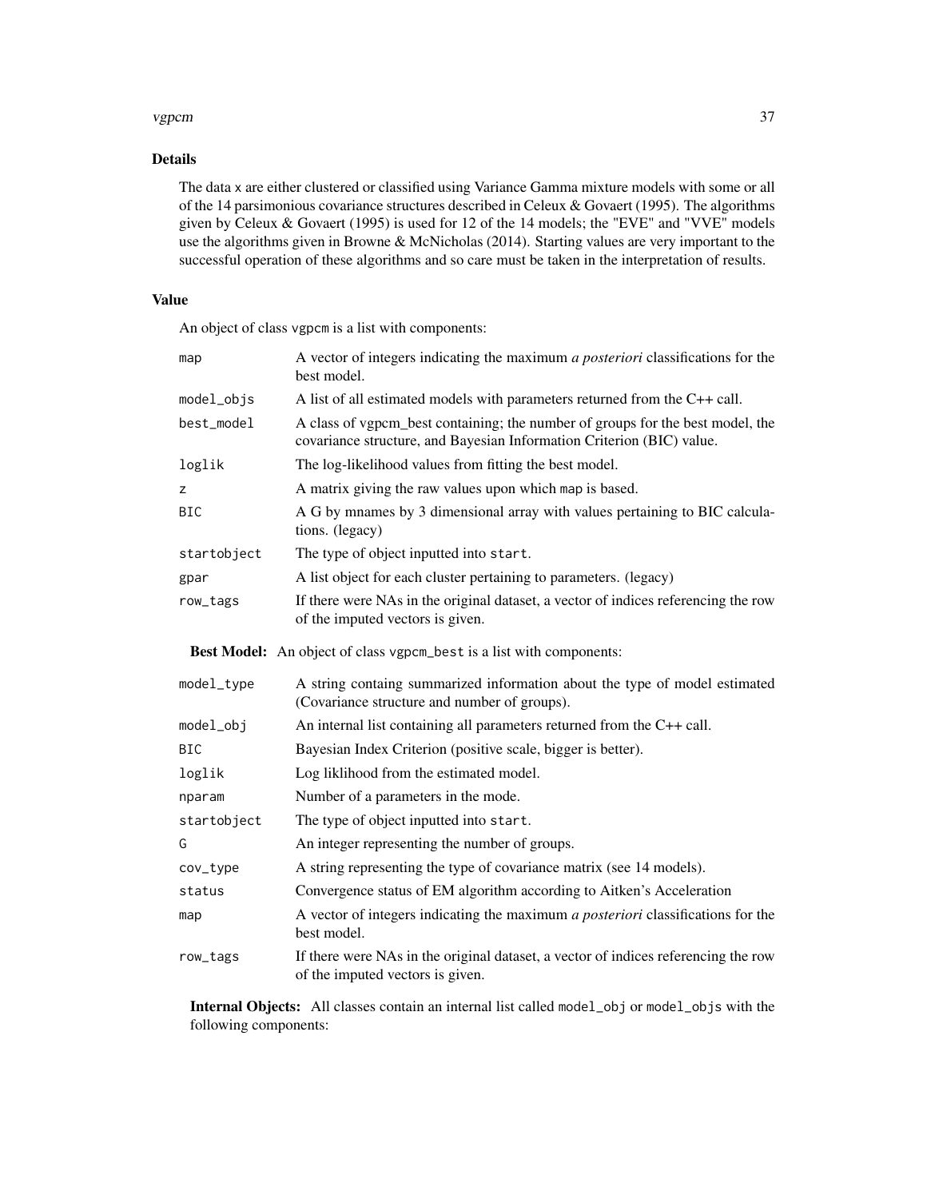## Details

The data x are either clustered or classified using Variance Gamma mixture models with some or all of the 14 parsimonious covariance structures described in Celeux & Govaert (1995). The algorithms given by Celeux & Govaert (1995) is used for 12 of the 14 models; the "EVE" and "VVE" models use the algorithms given in Browne & McNicholas (2014). Starting values are very important to the successful operation of these algorithms and so care must be taken in the interpretation of results.

## Value

An object of class vgpcm is a list with components:

| | |
|---|---|
| map | A vector of integers indicating the maximum *a posteriori* classifications for the best model. |
| model_objs | A list of all estimated models with parameters returned from the C++ call. |
| best_model | A class of vgpcm_best containing; the number of groups for the best model, the covariance structure, and Bayesian Information Criterion (BIC) value. |
| loglik | The log-likelihood values from fitting the best model. |
| z | A matrix giving the raw values upon which map is based. |
| BIC | A G by mnames by 3 dimensional array with values pertaining to BIC calculations. (legacy) |
| startobject | The type of object inputted into start. |
| gpar | A list object for each cluster pertaining to parameters. (legacy) |
| row_tags | If there were NAs in the original dataset, a vector of indices referencing the row of the imputed vectors is given. |

**Best Model:** An object of class vgpcm_best is a list with components:

| | |
|---|---|
| model_type | A string containg summarized information about the type of model estimated (Covariance structure and number of groups). |
| model_obj | An internal list containing all parameters returned from the C++ call. |
| BIC | Bayesian Index Criterion (positive scale, bigger is better). |
| loglik | Log liklihood from the estimated model. |
| nparam | Number of a parameters in the mode. |
| startobject | The type of object inputted into start. |
| G | An integer representing the number of groups. |
| cov_type | A string representing the type of covariance matrix (see 14 models). |
| status | Convergence status of EM algorithm according to Aitken's Acceleration |
| map | A vector of integers indicating the maximum *a posteriori* classifications for the best model. |
| row_tags | If there were NAs in the original dataset, a vector of indices referencing the row of the imputed vectors is given. |

**Internal Objects:** All classes contain an internal list called model_obj or model_objs with the following components: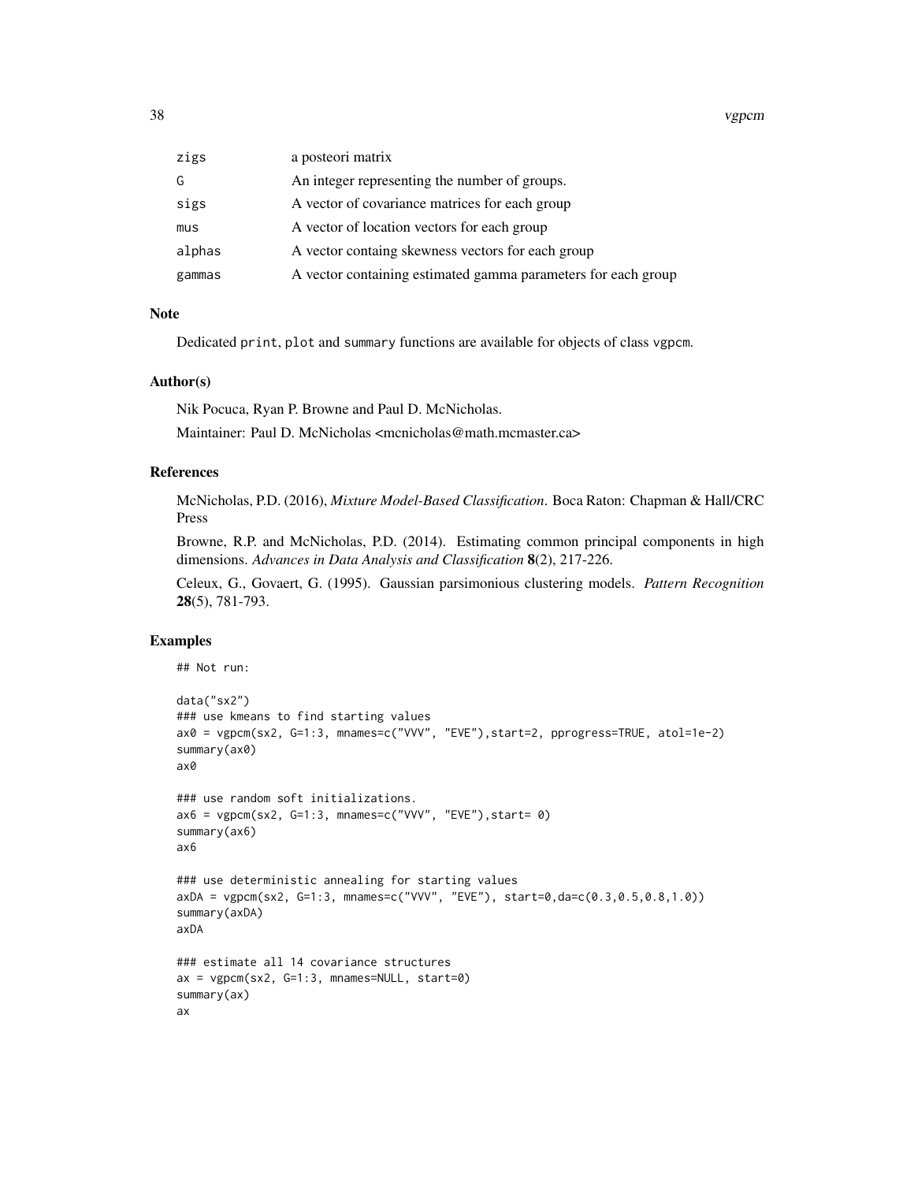| | |
|---|---|
| zigs | a posteori matrix |
| G | An integer representing the number of groups. |
| sigs | A vector of covariance matrices for each group |
| mus | A vector of location vectors for each group |
| alphas | A vector containg skewness vectors for each group |
| gammas | A vector containing estimated gamma parameters for each group |

## Note

Dedicated print, plot and summary functions are available for objects of class vgpcm.

## Author(s)

Nik Pocuca, Ryan P. Browne and Paul D. McNicholas.

Maintainer: Paul D. McNicholas <mcnicholas@math.mcmaster.ca>

## References

McNicholas, P.D. (2016), *Mixture Model-Based Classification*. Boca Raton: Chapman & Hall/CRC Press

Browne, R.P. and McNicholas, P.D. (2014). Estimating common principal components in high dimensions. *Advances in Data Analysis and Classification* **8**(2), 217-226.

Celeux, G., Govaert, G. (1995). Gaussian parsimonious clustering models. *Pattern Recognition* **28**(5), 781-793.

## Examples

```
## Not run:

data("sx2")
### use kmeans to find starting values
ax0 = vgpcm(sx2, G=1:3, mnames=c("VVV", "EVE"),start=2, pprogress=TRUE, atol=1e-2)
summary(ax0)
ax0

### use random soft initializations.
ax6 = vgpcm(sx2, G=1:3, mnames=c("VVV", "EVE"),start= 0)
summary(ax6)
ax6

### use deterministic annealing for starting values
axDA = vgpcm(sx2, G=1:3, mnames=c("VVV", "EVE"), start=0,da=c(0.3,0.5,0.8,1.0))
summary(axDA)
axDA

### estimate all 14 covariance structures
ax = vgpcm(sx2, G=1:3, mnames=NULL, start=0)
summary(ax)
ax
```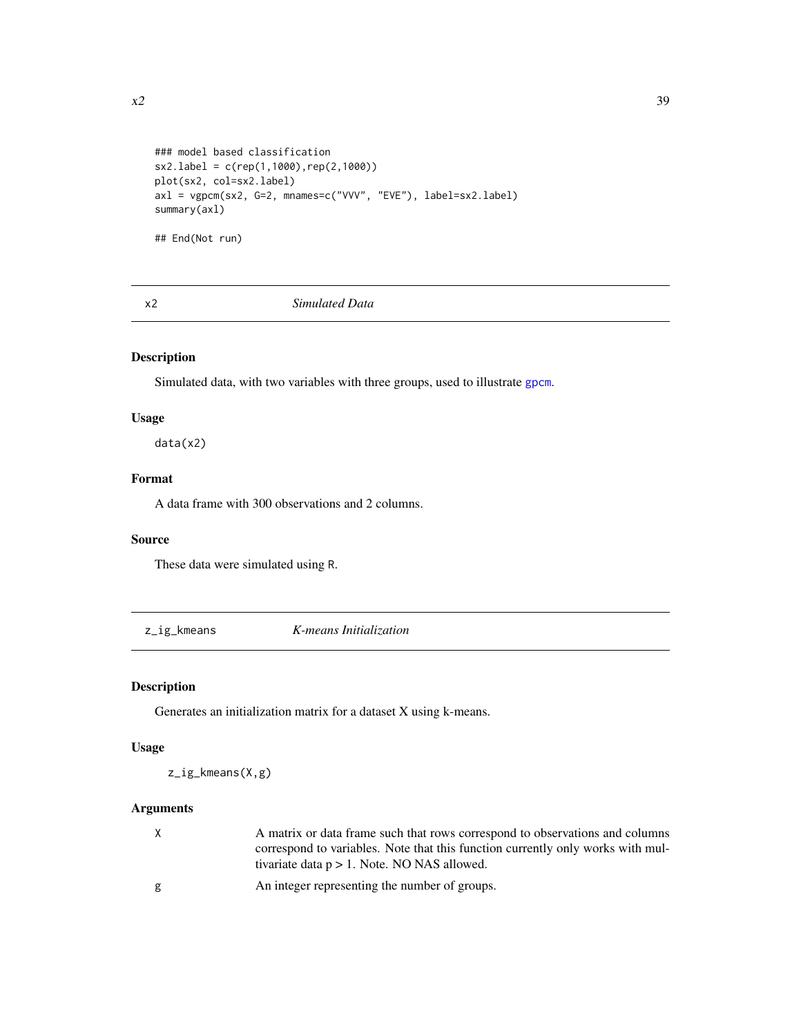```
### model based classification
sx2.label = c(rep(1,1000),rep(2,1000))
plot(sx2, col=sx2.label)
axl = vgpcm(sx2, G=2, mnames=c("VVV", "EVE"), label=sx2.label)
summary(axl)

## End(Not run)
```

---

## x2 *Simulated Data*

---

### Description

Simulated data, with two variables with three groups, used to illustrate gpcm.

### Usage

```
data(x2)
```

### Format

A data frame with 300 observations and 2 columns.

### Source

These data were simulated using R.

---

## z_ig_kmeans *K-means Initialization*

---

### Description

Generates an initialization matrix for a dataset X using k-means.

### Usage

```
z_ig_kmeans(X,g)
```

### Arguments

| | |
|---|---|
| X | A matrix or data frame such that rows correspond to observations and columns correspond to variables. Note that this function currently only works with multivariate data $p > 1$. Note. NO NAS allowed. |
| g | An integer representing the number of groups. |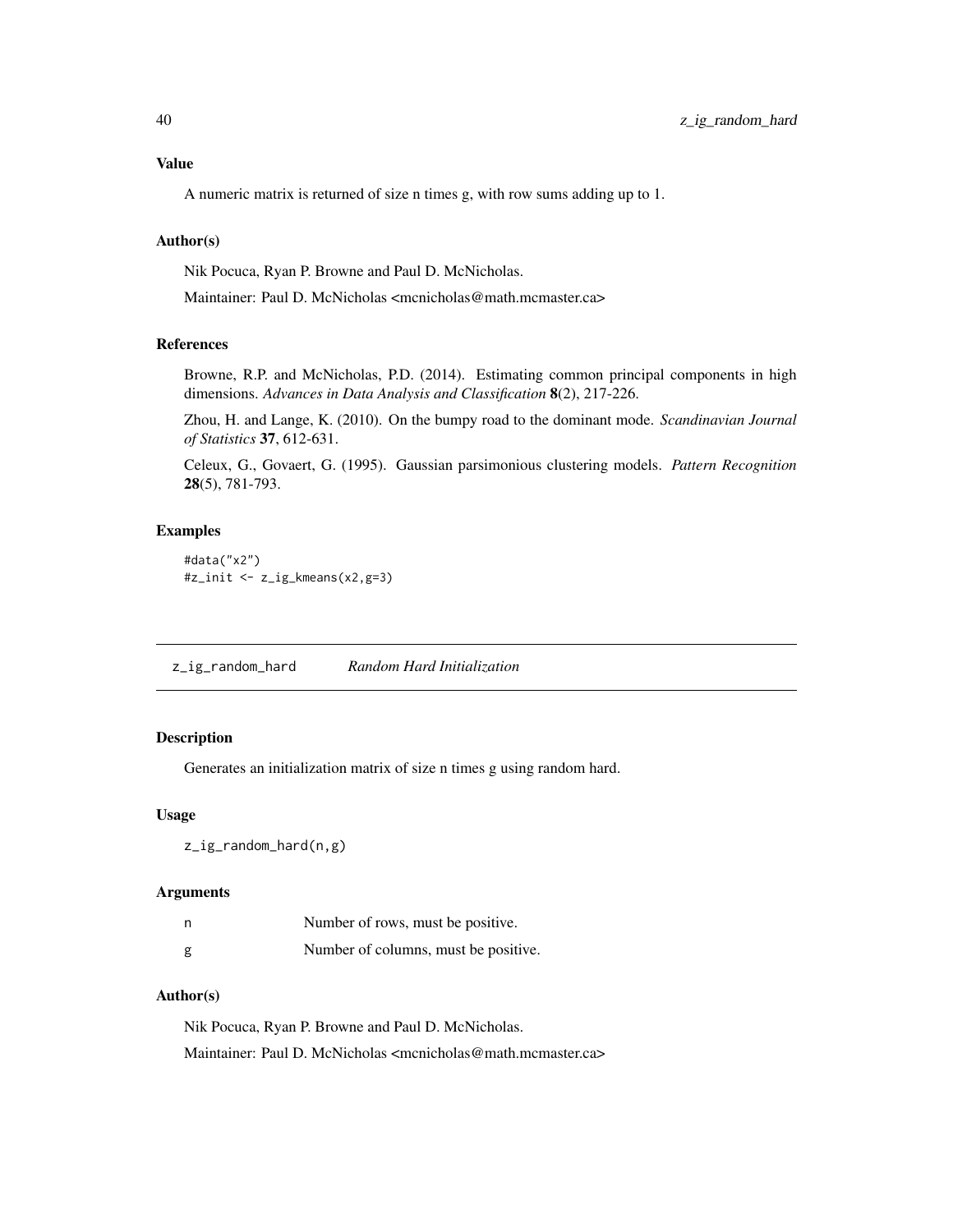### Value

A numeric matrix is returned of size n times g, with row sums adding up to 1.

### Author(s)

Nik Pocuca, Ryan P. Browne and Paul D. McNicholas.

Maintainer: Paul D. McNicholas <mcnicholas@math.mcmaster.ca>

### References

Browne, R.P. and McNicholas, P.D. (2014). Estimating common principal components in high dimensions. *Advances in Data Analysis and Classification* **8**(2), 217-226.

Zhou, H. and Lange, K. (2010). On the bumpy road to the dominant mode. *Scandinavian Journal of Statistics* **37**, 612-631.

Celeux, G., Govaert, G. (1995). Gaussian parsimonious clustering models. *Pattern Recognition* **28**(5), 781-793.

### Examples

```
#data("x2")
#z_init <- z_ig_kmeans(x2,g=3)
```

---

## z_ig_random_hard — *Random Hard Initialization*

---

### Description

Generates an initialization matrix of size n times g using random hard.

### Usage

```
z_ig_random_hard(n,g)
```

### Arguments

| | |
|---|---|
| n | Number of rows, must be positive. |
| g | Number of columns, must be positive. |

### Author(s)

Nik Pocuca, Ryan P. Browne and Paul D. McNicholas.

Maintainer: Paul D. McNicholas <mcnicholas@math.mcmaster.ca>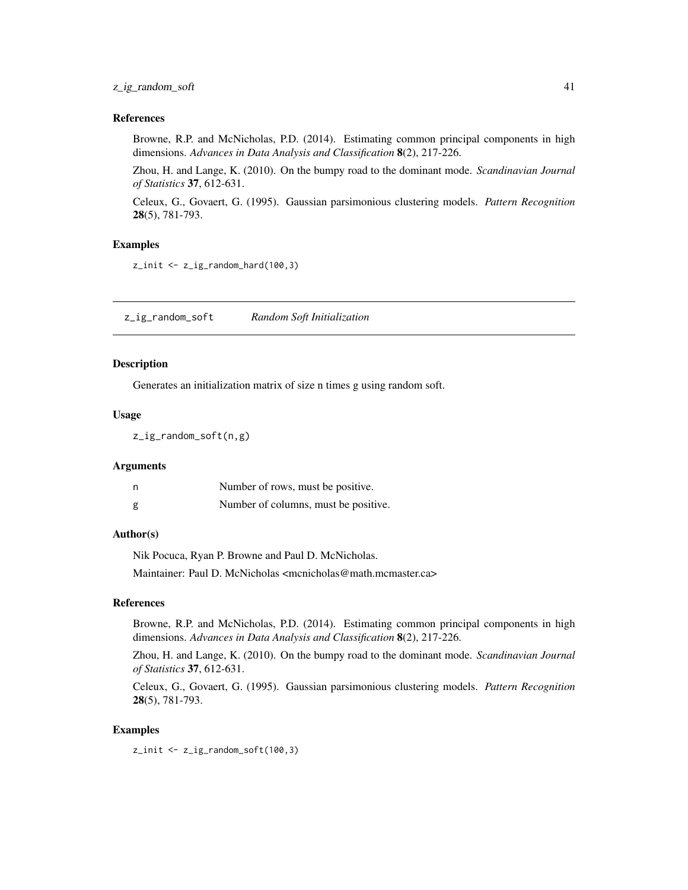### References

Browne, R.P. and McNicholas, P.D. (2014). Estimating common principal components in high dimensions. *Advances in Data Analysis and Classification* **8**(2), 217-226.

Zhou, H. and Lange, K. (2010). On the bumpy road to the dominant mode. *Scandinavian Journal of Statistics* **37**, 612-631.

Celeux, G., Govaert, G. (1995). Gaussian parsimonious clustering models. *Pattern Recognition* **28**(5), 781-793.

### Examples

```
z_init <- z_ig_random_hard(100,3)
```

---

## z_ig_random_soft    *Random Soft Initialization*

---

### Description

Generates an initialization matrix of size n times g using random soft.

### Usage

```
z_ig_random_soft(n,g)
```

### Arguments

| | |
|---|---|
| n | Number of rows, must be positive. |
| g | Number of columns, must be positive. |

### Author(s)

Nik Pocuca, Ryan P. Browne and Paul D. McNicholas.

Maintainer: Paul D. McNicholas <mcnicholas@math.mcmaster.ca>

### References

Browne, R.P. and McNicholas, P.D. (2014). Estimating common principal components in high dimensions. *Advances in Data Analysis and Classification* **8**(2), 217-226.

Zhou, H. and Lange, K. (2010). On the bumpy road to the dominant mode. *Scandinavian Journal of Statistics* **37**, 612-631.

Celeux, G., Govaert, G. (1995). Gaussian parsimonious clustering models. *Pattern Recognition* **28**(5), 781-793.

### Examples

```
z_init <- z_ig_random_soft(100,3)
```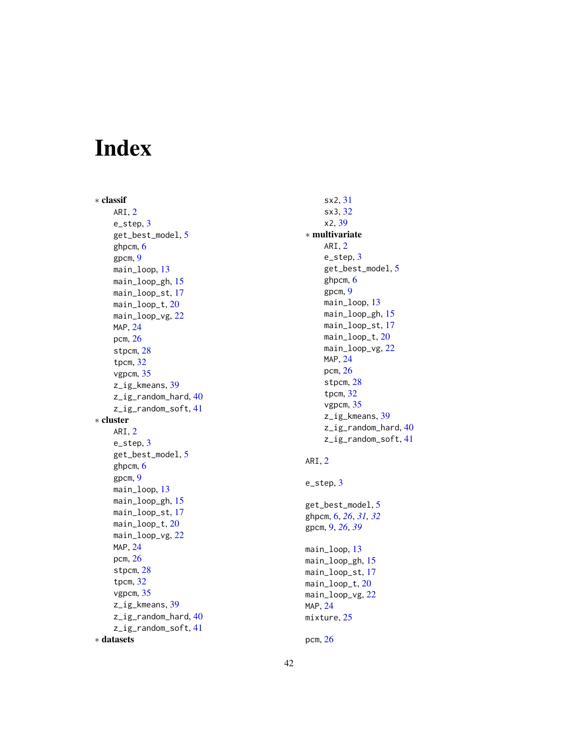# Index

∗ **classif**
- ARI, 2
- e_step, 3
- get_best_model, 5
- ghpcm, 6
- gpcm, 9
- main_loop, 13
- main_loop_gh, 15
- main_loop_st, 17
- main_loop_t, 20
- main_loop_vg, 22
- MAP, 24
- pcm, 26
- stpcm, 28
- tpcm, 32
- vgpcm, 35
- z_ig_kmeans, 39
- z_ig_random_hard, 40
- z_ig_random_soft, 41

∗ **cluster**
- ARI, 2
- e_step, 3
- get_best_model, 5
- ghpcm, 6
- gpcm, 9
- main_loop, 13
- main_loop_gh, 15
- main_loop_st, 17
- main_loop_t, 20
- main_loop_vg, 22
- MAP, 24
- pcm, 26
- stpcm, 28
- tpcm, 32
- vgpcm, 35
- z_ig_kmeans, 39
- z_ig_random_hard, 40
- z_ig_random_soft, 41

∗ **datasets**
- sx2, 31
- sx3, 32
- x2, 39

∗ **multivariate**
- ARI, 2
- e_step, 3
- get_best_model, 5
- ghpcm, 6
- gpcm, 9
- main_loop, 13
- main_loop_gh, 15
- main_loop_st, 17
- main_loop_t, 20
- main_loop_vg, 22
- MAP, 24
- pcm, 26
- stpcm, 28
- tpcm, 32
- vgpcm, 35
- z_ig_kmeans, 39
- z_ig_random_hard, 40
- z_ig_random_soft, 41

ARI, 2

e_step, 3

get_best_model, 5
ghpcm, 6, *26*, *31, 32*
gpcm, 9, *26*, *39*

main_loop, 13
main_loop_gh, 15
main_loop_st, 17
main_loop_t, 20
main_loop_vg, 22
MAP, 24
mixture, 25

pcm, 26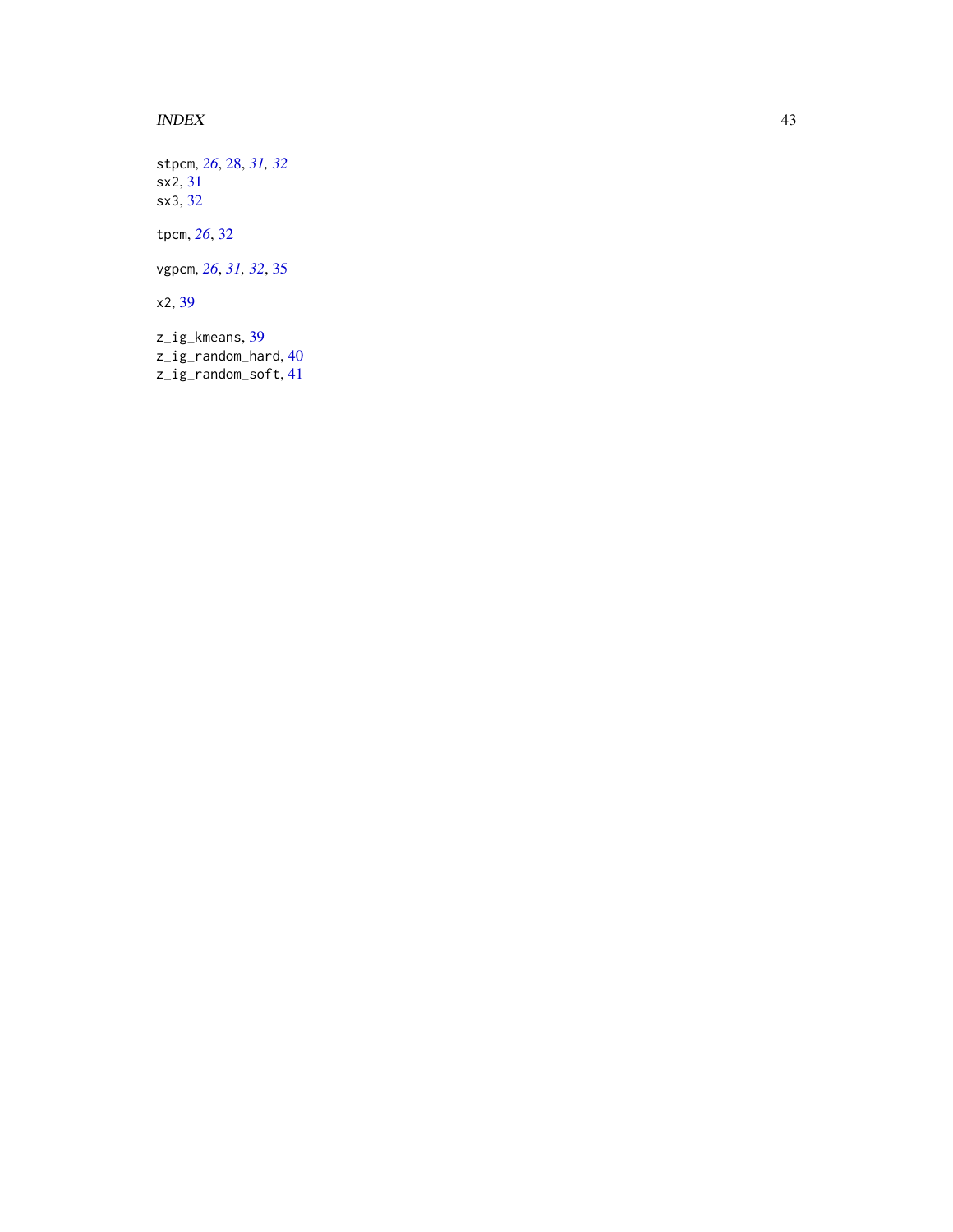stpcm, *26*, 28, *31, 32*
sx2, 31
sx3, 32

tpcm, *26*, 32

vgpcm, *26*, *31, 32*, 35

x2, 39

z_ig_kmeans, 39
z_ig_random_hard, 40
z_ig_random_soft, 41